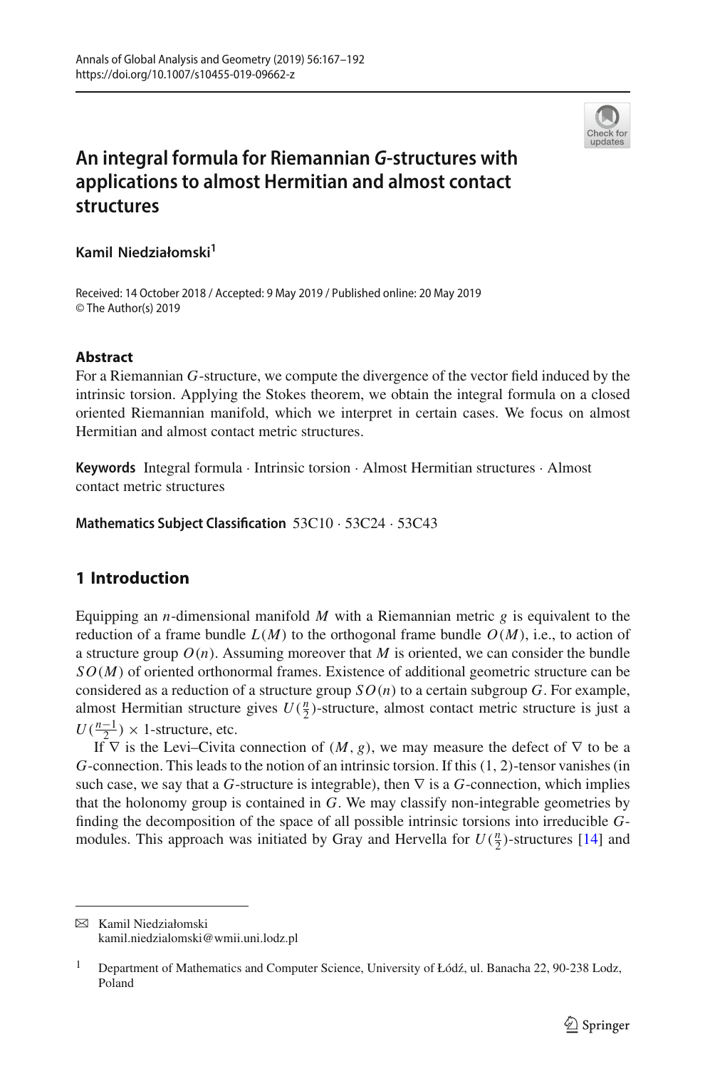# An integral formula for Riemannian *G*-structures with applications to almost Hermitian and almost contact structures

**Kamil Niedziałomski**[1]

Received: 14 October 2018 / Accepted: 9 May 2019 / Published online: 20 May 2019
© The Author(s) 2019

## Abstract

For a Riemannian $G$-structure, we compute the divergence of the vector field induced by the intrinsic torsion. Applying the Stokes theorem, we obtain the integral formula on a closed oriented Riemannian manifold, which we interpret in certain cases. We focus on almost Hermitian and almost contact metric structures.

**Keywords** Integral formula · Intrinsic torsion · Almost Hermitian structures · Almost contact metric structures

**Mathematics Subject Classification** 53C10 · 53C24 · 53C43

## 1 Introduction

Equipping an $n$-dimensional manifold $M$ with a Riemannian metric $g$ is equivalent to the reduction of a frame bundle $L(M)$ to the orthogonal frame bundle $O(M)$, i.e., to action of a structure group $O(n)$. Assuming moreover that $M$ is oriented, we can consider the bundle $SO(M)$ of oriented orthonormal frames. Existence of additional geometric structure can be considered as a reduction of a structure group $SO(n)$ to a certain subgroup $G$. For example, almost Hermitian structure gives $U(\frac{n}{2})$-structure, almost contact metric structure is just a $U(\frac{n-1}{2}) \times 1$-structure, etc.

If $\nabla$ is the Levi–Civita connection of $(M, g)$, we may measure the defect of $\nabla$ to be a $G$-connection. This leads to the notion of an intrinsic torsion. If this $(1, 2)$-tensor vanishes (in such case, we say that a $G$-structure is integrable), then $\nabla$ is a $G$-connection, which implies that the holonomy group is contained in $G$. We may classify non-integrable geometries by finding the decomposition of the space of all possible intrinsic torsions into irreducible $G$-modules. This approach was initiated by Gray and Hervella for $U(\frac{n}{2})$-structures [14] and

---

✉ Kamil Niedziałomski
kamil.niedzialomski@wmii.uni.lodz.pl

[1] Department of Mathematics and Computer Science, University of Łódź, ul. Banacha 22, 90-238 Lodz, Poland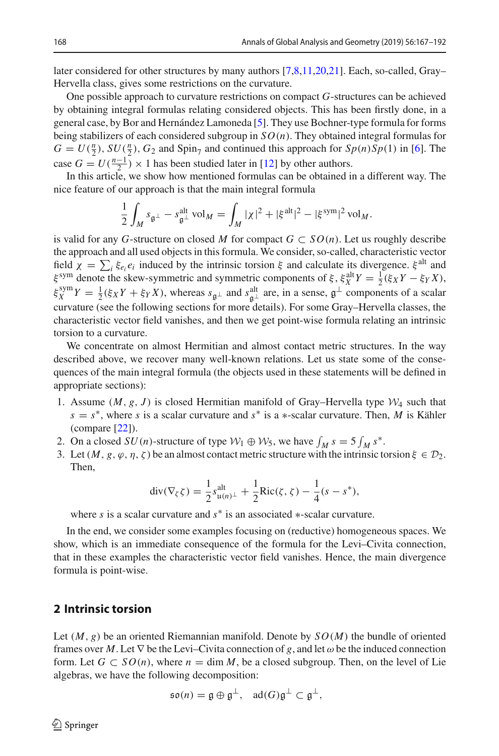later considered for other structures by many authors [7,8,11,20,21]. Each, so-called, Gray–Hervella class, gives some restrictions on the curvature.

One possible approach to curvature restrictions on compact $G$-structures can be achieved by obtaining integral formulas relating considered objects. This has been firstly done, in a general case, by Bor and Hernández Lamoneda [5]. They use Bochner-type formula for forms being stabilizers of each considered subgroup in $SO(n)$. They obtained integral formulas for $G = U(\frac{n}{2})$, $SU(\frac{n}{2})$, $G_2$ and $\mathrm{Spin}_7$ and continued this approach for $Sp(n)Sp(1)$ in [6]. The case $G = U(\frac{n-1}{2}) \times 1$ has been studied later in [12] by other authors.

In this article, we show how mentioned formulas can be obtained in a different way. The nice feature of our approach is that the main integral formula

$$\frac{1}{2}\int_M s_{\mathfrak{g}^\perp} - s^{\mathrm{alt}}_{\mathfrak{g}^\perp}\,\mathrm{vol}_M = \int_M |\chi|^2 + |\xi^{\mathrm{alt}}|^2 - |\xi^{\mathrm{sym}}|^2\,\mathrm{vol}_M.$$

is valid for any $G$-structure on closed $M$ for compact $G \subset SO(n)$. Let us roughly describe the approach and all used objects in this formula. We consider, so-called, characteristic vector field $\chi = \sum_i \xi_{e_i} e_i$ induced by the intrinsic torsion $\xi$ and calculate its divergence. $\xi^{\mathrm{alt}}$ and $\xi^{\mathrm{sym}}$ denote the skew-symmetric and symmetric components of $\xi$, $\xi^{\mathrm{alt}}_X Y = \frac{1}{2}(\xi_X Y - \xi_Y X)$, $\xi^{\mathrm{sym}}_X Y = \frac{1}{2}(\xi_X Y + \xi_Y X)$, whereas $s_{\mathfrak{g}^\perp}$ and $s^{\mathrm{alt}}_{\mathfrak{g}^\perp}$ are, in a sense, $\mathfrak{g}^\perp$ components of a scalar curvature (see the following sections for more details). For some Gray–Hervella classes, the characteristic vector field vanishes, and then we get point-wise formula relating an intrinsic torsion to a curvature.

We concentrate on almost Hermitian and almost contact metric structures. In the way described above, we recover many well-known relations. Let us state some of the consequences of the main integral formula (the objects used in these statements will be defined in appropriate sections):

1. Assume $(M, g, J)$ is closed Hermitian manifold of Gray–Hervella type $\mathcal{W}_4$ such that $s = s^*$, where $s$ is a scalar curvature and $s^*$ is a $*$-scalar curvature. Then, $M$ is Kähler (compare [22]).
2. On a closed $SU(n)$-structure of type $\mathcal{W}_1 \oplus \mathcal{W}_5$, we have $\int_M s = 5\int_M s^*$.
3. Let $(M, g, \varphi, \eta, \zeta)$ be an almost contact metric structure with the intrinsic torsion $\xi \in \mathcal{D}_2$. Then,

$$\mathrm{div}(\nabla_\zeta \zeta) = \frac{1}{2}s^{\mathrm{alt}}_{\mathfrak{u}(n)^\perp} + \frac{1}{2}\mathrm{Ric}(\zeta,\zeta) - \frac{1}{4}(s - s^*),$$

where $s$ is a scalar curvature and $s^*$ is an associated $*$-scalar curvature.

In the end, we consider some examples focusing on (reductive) homogeneous spaces. We show, which is an immediate consequence of the formula for the Levi–Civita connection, that in these examples the characteristic vector field vanishes. Hence, the main divergence formula is point-wise.

## 2 Intrinsic torsion

Let $(M, g)$ be an oriented Riemannian manifold. Denote by $SO(M)$ the bundle of oriented frames over $M$. Let $\nabla$ be the Levi–Civita connection of $g$, and let $\omega$ be the induced connection form. Let $G \subset SO(n)$, where $n = \dim M$, be a closed subgroup. Then, on the level of Lie algebras, we have the following decomposition:

$$\mathfrak{so}(n) = \mathfrak{g} \oplus \mathfrak{g}^\perp, \quad \mathrm{ad}(G)\mathfrak{g}^\perp \subset \mathfrak{g}^\perp,$$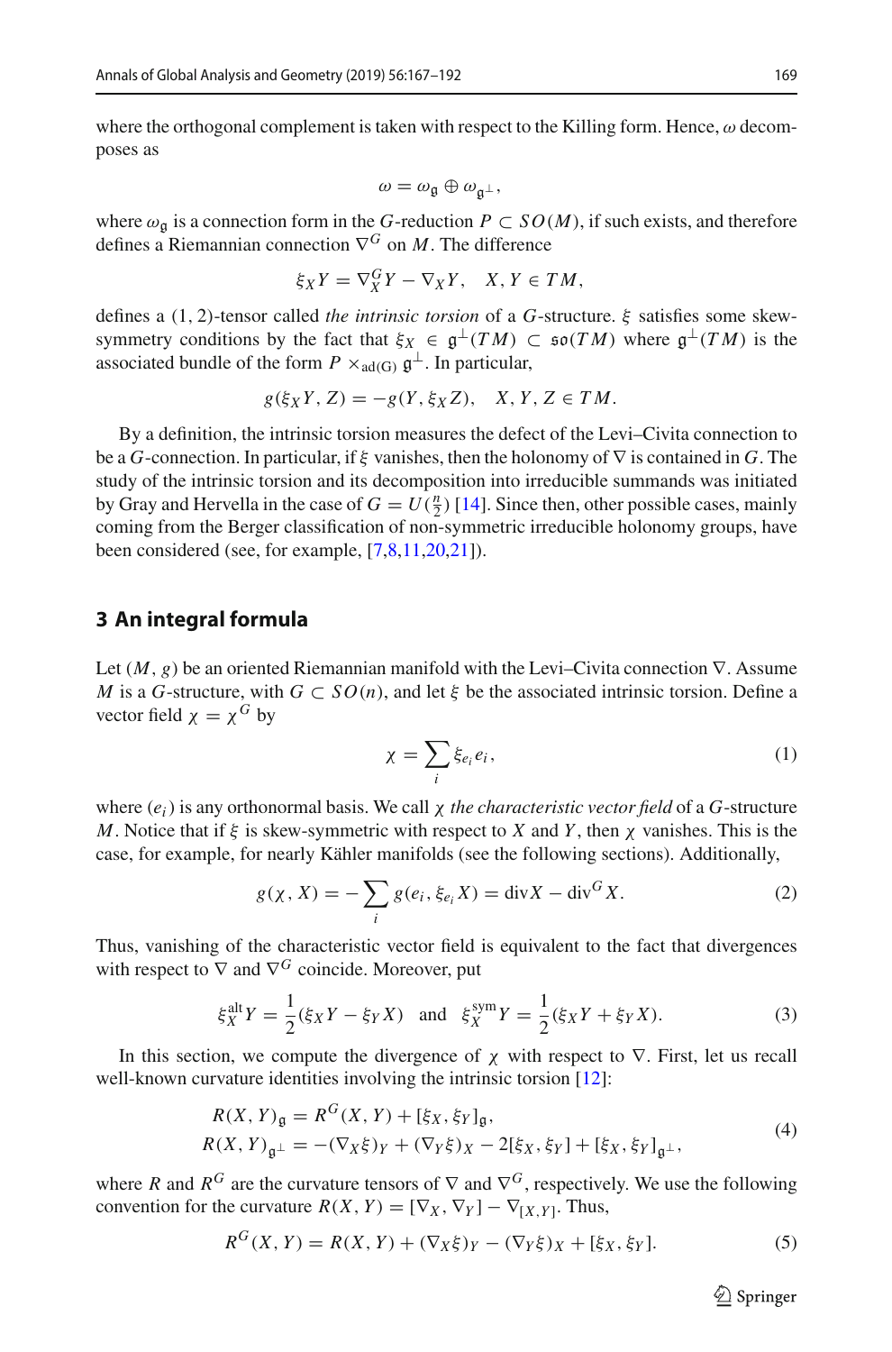where the orthogonal complement is taken with respect to the Killing form. Hence, $\omega$ decomposes as

$$\omega = \omega_{\mathfrak{g}} \oplus \omega_{\mathfrak{g}^\perp},$$

where $\omega_{\mathfrak{g}}$ is a connection form in the $G$-reduction $P \subset SO(M)$, if such exists, and therefore defines a Riemannian connection $\nabla^G$ on $M$. The difference

$$\xi_X Y = \nabla^G_X Y - \nabla_X Y, \quad X, Y \in TM,$$

defines a $(1, 2)$-tensor called *the intrinsic torsion* of a $G$-structure. $\xi$ satisfies some skew-symmetry conditions by the fact that $\xi_X \in \mathfrak{g}^\perp(TM) \subset \mathfrak{so}(TM)$ where $\mathfrak{g}^\perp(TM)$ is the associated bundle of the form $P \times_{\mathrm{ad(G)}} \mathfrak{g}^\perp$. In particular,

$$g(\xi_X Y, Z) = -g(Y, \xi_X Z), \quad X, Y, Z \in TM.$$

By a definition, the intrinsic torsion measures the defect of the Levi–Civita connection to be a $G$-connection. In particular, if $\xi$ vanishes, then the holonomy of $\nabla$ is contained in $G$. The study of the intrinsic torsion and its decomposition into irreducible summands was initiated by Gray and Hervella in the case of $G = U(\frac{n}{2})$ [14]. Since then, other possible cases, mainly coming from the Berger classification of non-symmetric irreducible holonomy groups, have been considered (see, for example, [7,8,11,20,21]).

## 3 An integral formula

Let $(M, g)$ be an oriented Riemannian manifold with the Levi–Civita connection $\nabla$. Assume $M$ is a $G$-structure, with $G \subset SO(n)$, and let $\xi$ be the associated intrinsic torsion. Define a vector field $\chi = \chi^G$ by

$$\chi = \sum_i \xi_{e_i} e_i, \tag{1}$$

where $(e_i)$ is any orthonormal basis. We call $\chi$ *the characteristic vector field* of a $G$-structure $M$. Notice that if $\xi$ is skew-symmetric with respect to $X$ and $Y$, then $\chi$ vanishes. This is the case, for example, for nearly Kähler manifolds (see the following sections). Additionally,

$$g(\chi, X) = -\sum_i g(e_i, \xi_{e_i} X) = \mathrm{div} X - \mathrm{div}^G X. \tag{2}$$

Thus, vanishing of the characteristic vector field is equivalent to the fact that divergences with respect to $\nabla$ and $\nabla^G$ coincide. Moreover, put

$$\xi^{\mathrm{alt}}_X Y = \frac{1}{2}(\xi_X Y - \xi_Y X) \quad \text{and} \quad \xi^{\mathrm{sym}}_X Y = \frac{1}{2}(\xi_X Y + \xi_Y X). \tag{3}$$

In this section, we compute the divergence of $\chi$ with respect to $\nabla$. First, let us recall well-known curvature identities involving the intrinsic torsion [12]:

$$\begin{aligned} R(X, Y)_{\mathfrak{g}} &= R^G(X, Y) + [\xi_X, \xi_Y]_{\mathfrak{g}}, \\ R(X, Y)_{\mathfrak{g}^\perp} &= -(\nabla_X \xi)_Y + (\nabla_Y \xi)_X - 2[\xi_X, \xi_Y] + [\xi_X, \xi_Y]_{\mathfrak{g}^\perp}, \end{aligned} \tag{4}$$

where $R$ and $R^G$ are the curvature tensors of $\nabla$ and $\nabla^G$, respectively. We use the following convention for the curvature $R(X, Y) = [\nabla_X, \nabla_Y] - \nabla_{[X,Y]}$. Thus,

$$R^G(X, Y) = R(X, Y) + (\nabla_X \xi)_Y - (\nabla_Y \xi)_X + [\xi_X, \xi_Y]. \tag{5}$$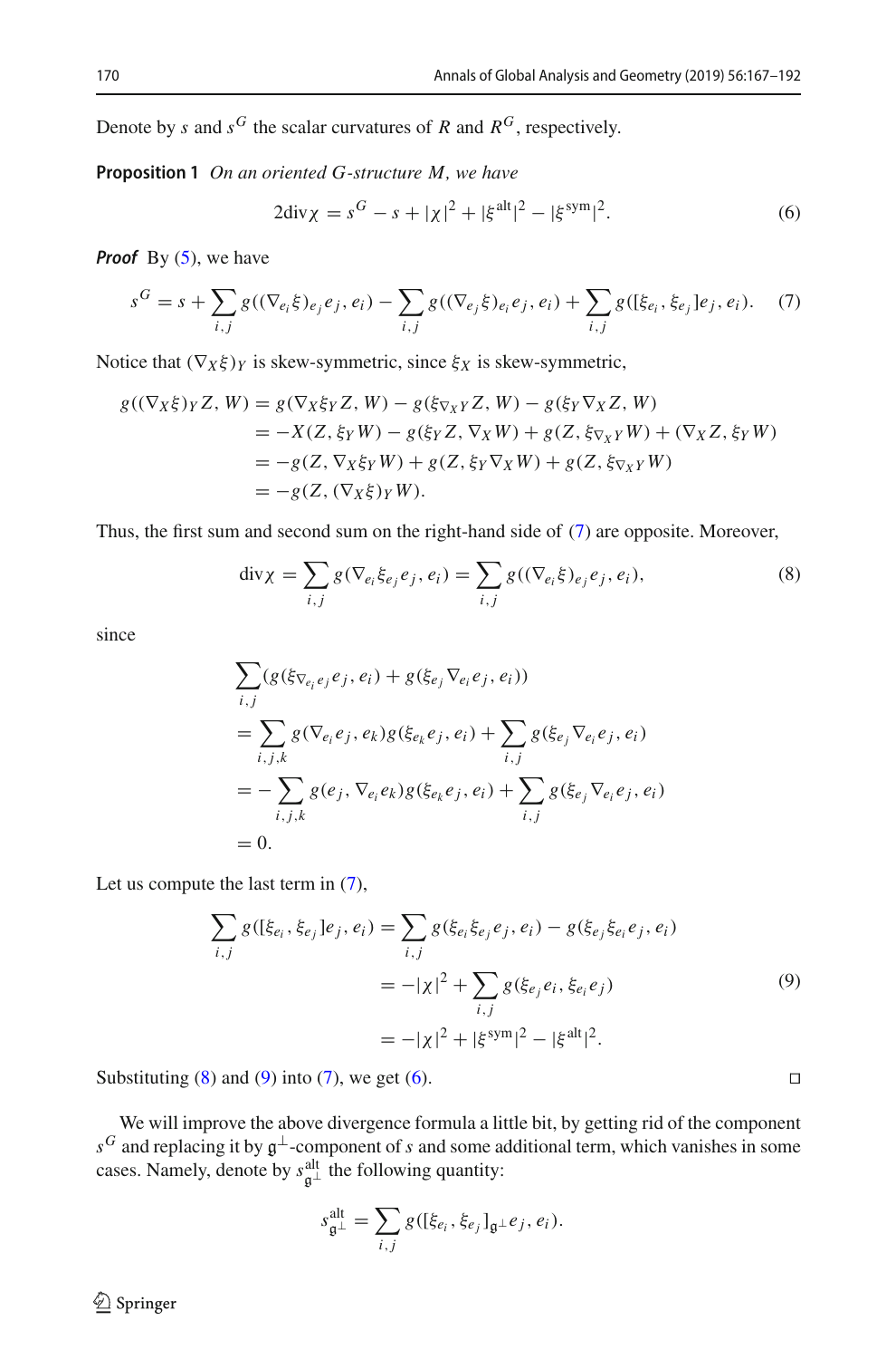Denote by $s$ and $s^G$ the scalar curvatures of $R$ and $R^G$, respectively.

**Proposition 1** *On an oriented G-structure M, we have*

$$2\operatorname{div}\chi = s^G - s + |\chi|^2 + |\xi^{\mathrm{alt}}|^2 - |\xi^{\mathrm{sym}}|^2. \tag{6}$$

***Proof*** By (5), we have

$$s^G = s + \sum_{i,j} g((\nabla_{e_i}\xi)_{e_j}e_j, e_i) - \sum_{i,j} g((\nabla_{e_j}\xi)_{e_i}e_j, e_i) + \sum_{i,j} g([\xi_{e_i}, \xi_{e_j}]e_j, e_i). \tag{7}$$

Notice that $(\nabla_X\xi)_Y$ is skew-symmetric, since $\xi_X$ is skew-symmetric,

$$\begin{aligned}
g((\nabla_X\xi)_Y Z, W) &= g(\nabla_X\xi_Y Z, W) - g(\xi_{\nabla_X Y}Z, W) - g(\xi_Y\nabla_X Z, W)\\
&= -X(Z, \xi_Y W) - g(\xi_Y Z, \nabla_X W) + g(Z, \xi_{\nabla_X Y}W) + (\nabla_X Z, \xi_Y W)\\
&= -g(Z, \nabla_X\xi_Y W) + g(Z, \xi_Y\nabla_X W) + g(Z, \xi_{\nabla_X Y}W)\\
&= -g(Z, (\nabla_X\xi)_Y W).
\end{aligned}$$

Thus, the first sum and second sum on the right-hand side of (7) are opposite. Moreover,

$$\operatorname{div}\chi = \sum_{i,j} g(\nabla_{e_i}\xi_{e_j}e_j, e_i) = \sum_{i,j} g((\nabla_{e_i}\xi)_{e_j}e_j, e_i), \tag{8}$$

since

$$\begin{aligned}
&\sum_{i,j}(g(\xi_{\nabla_{e_i}e_j}e_j, e_i) + g(\xi_{e_j}\nabla_{e_i}e_j, e_i))\\
&= \sum_{i,j,k} g(\nabla_{e_i}e_j, e_k)g(\xi_{e_k}e_j, e_i) + \sum_{i,j} g(\xi_{e_j}\nabla_{e_i}e_j, e_i)\\
&= -\sum_{i,j,k} g(e_j, \nabla_{e_i}e_k)g(\xi_{e_k}e_j, e_i) + \sum_{i,j} g(\xi_{e_j}\nabla_{e_i}e_j, e_i)\\
&= 0.
\end{aligned}$$

Let us compute the last term in (7),

$$\begin{aligned}
\sum_{i,j} g([\xi_{e_i}, \xi_{e_j}]e_j, e_i) &= \sum_{i,j} g(\xi_{e_i}\xi_{e_j}e_j, e_i) - g(\xi_{e_j}\xi_{e_i}e_j, e_i)\\
&= -|\chi|^2 + \sum_{i,j} g(\xi_{e_j}e_i, \xi_{e_i}e_j)\\
&= -|\chi|^2 + |\xi^{\mathrm{sym}}|^2 - |\xi^{\mathrm{alt}}|^2.
\end{aligned} \tag{9}$$

Substituting (8) and (9) into (7), we get (6). □

We will improve the above divergence formula a little bit, by getting rid of the component $s^G$ and replacing it by $\mathfrak{g}^\perp$-component of $s$ and some additional term, which vanishes in some cases. Namely, denote by $s^{\mathrm{alt}}_{\mathfrak{g}^\perp}$ the following quantity:

$$s^{\mathrm{alt}}_{\mathfrak{g}^\perp} = \sum_{i,j} g([\xi_{e_i}, \xi_{e_j}]_{\mathfrak{g}^\perp}e_j, e_i).$$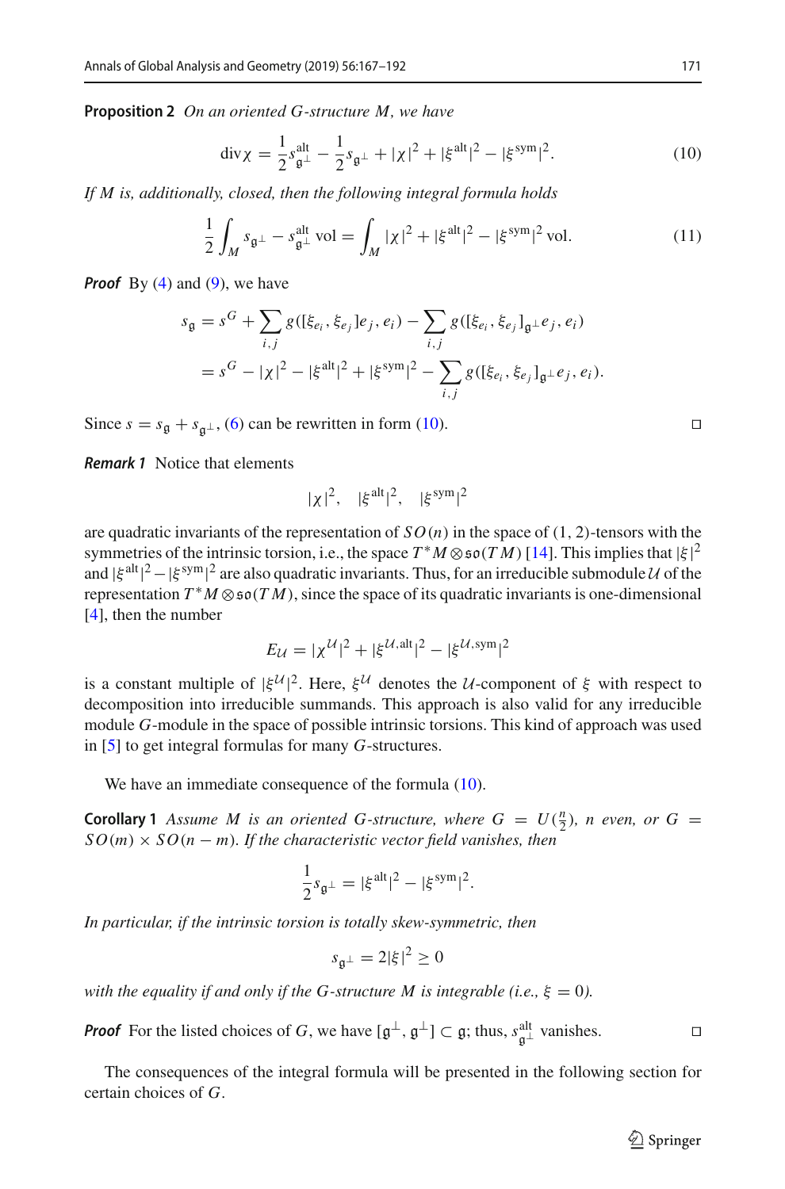**Proposition 2** *On an oriented G-structure M, we have*

$$\operatorname{div}\chi = \frac{1}{2}s^{\mathrm{alt}}_{\mathfrak{g}^\perp} - \frac{1}{2}s_{\mathfrak{g}^\perp} + |\chi|^2 + |\xi^{\mathrm{alt}}|^2 - |\xi^{\mathrm{sym}}|^2. \tag{10}$$

*If M is, additionally, closed, then the following integral formula holds*

$$\frac{1}{2}\int_M s_{\mathfrak{g}^\perp} - s^{\mathrm{alt}}_{\mathfrak{g}^\perp}\,\mathrm{vol} = \int_M |\chi|^2 + |\xi^{\mathrm{alt}}|^2 - |\xi^{\mathrm{sym}}|^2\,\mathrm{vol}. \tag{11}$$

***Proof*** By (4) and (9), we have

$$\begin{aligned} s_{\mathfrak{g}} &= s^G + \sum_{i,j} g([\xi_{e_i}, \xi_{e_j}]e_j, e_i) - \sum_{i,j} g([\xi_{e_i}, \xi_{e_j}]_{\mathfrak{g}^\perp} e_j, e_i) \\ &= s^G - |\chi|^2 - |\xi^{\mathrm{alt}}|^2 + |\xi^{\mathrm{sym}}|^2 - \sum_{i,j} g([\xi_{e_i}, \xi_{e_j}]_{\mathfrak{g}^\perp} e_j, e_i). \end{aligned}$$

Since $s = s_{\mathfrak{g}} + s_{\mathfrak{g}^\perp}$, (6) can be rewritten in form (10). □

***Remark 1*** Notice that elements

$$|\chi|^2, \quad |\xi^{\mathrm{alt}}|^2, \quad |\xi^{\mathrm{sym}}|^2$$

are quadratic invariants of the representation of $SO(n)$ in the space of $(1, 2)$-tensors with the symmetries of the intrinsic torsion, i.e., the space $T^*M \otimes \mathfrak{so}(TM)$ [14]. This implies that $|\xi|^2$ and $|\xi^{\mathrm{alt}}|^2 - |\xi^{\mathrm{sym}}|^2$ are also quadratic invariants. Thus, for an irreducible submodule $\mathcal{U}$ of the representation $T^*M \otimes \mathfrak{so}(TM)$, since the space of its quadratic invariants is one-dimensional [4], then the number

$$E_{\mathcal{U}} = |\chi^{\mathcal{U}}|^2 + |\xi^{\mathcal{U},\mathrm{alt}}|^2 - |\xi^{\mathcal{U},\mathrm{sym}}|^2$$

is a constant multiple of $|\xi^{\mathcal{U}}|^2$. Here, $\xi^{\mathcal{U}}$ denotes the $\mathcal{U}$-component of $\xi$ with respect to decomposition into irreducible summands. This approach is also valid for any irreducible module $G$-module in the space of possible intrinsic torsions. This kind of approach was used in [5] to get integral formulas for many $G$-structures.

We have an immediate consequence of the formula (10).

**Corollary 1** *Assume M is an oriented G-structure, where $G = U(\frac{n}{2})$, n even, or $G = SO(m) \times SO(n-m)$. If the characteristic vector field vanishes, then*

$$\frac{1}{2}s_{\mathfrak{g}^\perp} = |\xi^{\mathrm{alt}}|^2 - |\xi^{\mathrm{sym}}|^2.$$

*In particular, if the intrinsic torsion is totally skew-symmetric, then*

$$s_{\mathfrak{g}^\perp} = 2|\xi|^2 \geq 0$$

*with the equality if and only if the G-structure M is integrable (i.e., $\xi = 0$).*

***Proof*** For the listed choices of $G$, we have $[\mathfrak{g}^\perp, \mathfrak{g}^\perp] \subset \mathfrak{g}$; thus, $s^{\mathrm{alt}}_{\mathfrak{g}^\perp}$ vanishes. □

The consequences of the integral formula will be presented in the following section for certain choices of $G$.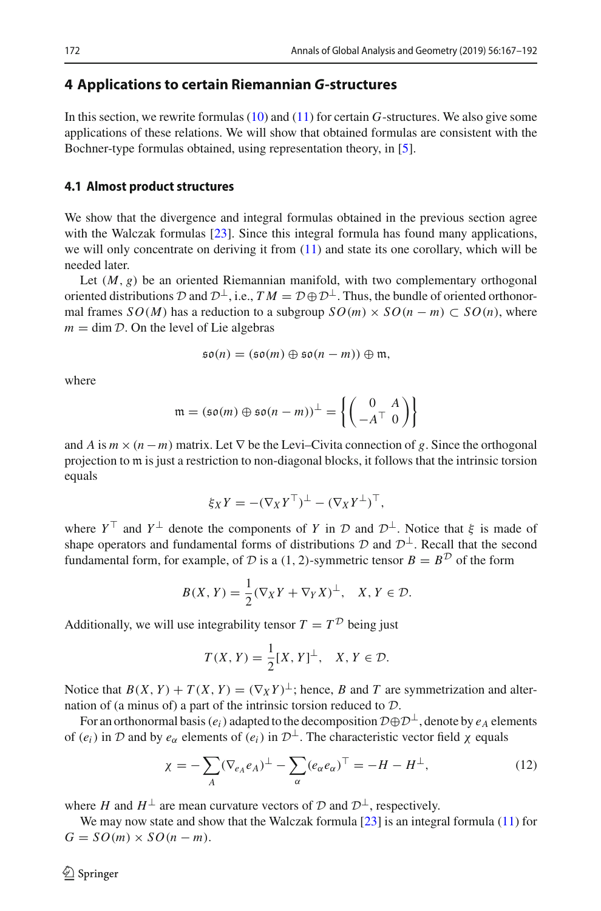## 4 Applications to certain Riemannian $G$-structures

In this section, we rewrite formulas (10) and (11) for certain $G$-structures. We also give some applications of these relations. We will show that obtained formulas are consistent with the Bochner-type formulas obtained, using representation theory, in [5].

### 4.1 Almost product structures

We show that the divergence and integral formulas obtained in the previous section agree with the Walczak formulas [23]. Since this integral formula has found many applications, we will only concentrate on deriving it from (11) and state its one corollary, which will be needed later.

Let $(M, g)$ be an oriented Riemannian manifold, with two complementary orthogonal oriented distributions $\mathcal{D}$ and $\mathcal{D}^\perp$, i.e., $TM = \mathcal{D} \oplus \mathcal{D}^\perp$. Thus, the bundle of oriented orthonormal frames $SO(M)$ has a reduction to a subgroup $SO(m) \times SO(n-m) \subset SO(n)$, where $m = \dim \mathcal{D}$. On the level of Lie algebras

$$\mathfrak{so}(n) = (\mathfrak{so}(m) \oplus \mathfrak{so}(n-m)) \oplus \mathfrak{m},$$

where

$$\mathfrak{m} = (\mathfrak{so}(m) \oplus \mathfrak{so}(n-m))^\perp = \left\{ \begin{pmatrix} 0 & A \\ -A^\top & 0 \end{pmatrix} \right\}$$

and $A$ is $m \times (n-m)$ matrix. Let $\nabla$ be the Levi–Civita connection of $g$. Since the orthogonal projection to $\mathfrak{m}$ is just a restriction to non-diagonal blocks, it follows that the intrinsic torsion equals

$$\xi_X Y = -(\nabla_X Y^\top)^\perp - (\nabla_X Y^\perp)^\top,$$

where $Y^\top$ and $Y^\perp$ denote the components of $Y$ in $\mathcal{D}$ and $\mathcal{D}^\perp$. Notice that $\xi$ is made of shape operators and fundamental forms of distributions $\mathcal{D}$ and $\mathcal{D}^\perp$. Recall that the second fundamental form, for example, of $\mathcal{D}$ is a $(1,2)$-symmetric tensor $B = B^{\mathcal{D}}$ of the form

$$B(X, Y) = \frac{1}{2}(\nabla_X Y + \nabla_Y X)^\perp, \quad X, Y \in \mathcal{D}.$$

Additionally, we will use integrability tensor $T = T^{\mathcal{D}}$ being just

$$T(X, Y) = \frac{1}{2}[X, Y]^\perp, \quad X, Y \in \mathcal{D}.$$

Notice that $B(X, Y) + T(X, Y) = (\nabla_X Y)^\perp$; hence, $B$ and $T$ are symmetrization and alternation of (a minus of) a part of the intrinsic torsion reduced to $\mathcal{D}$.

For an orthonormal basis $(e_i)$ adapted to the decomposition $\mathcal{D} \oplus \mathcal{D}^\perp$, denote by $e_A$ elements of $(e_i)$ in $\mathcal{D}$ and by $e_\alpha$ elements of $(e_i)$ in $\mathcal{D}^\perp$. The characteristic vector field $\chi$ equals

$$\chi = -\sum_A (\nabla_{e_A} e_A)^\perp - \sum_\alpha (e_\alpha e_\alpha)^\top = -H - H^\perp, \tag{12}$$

where $H$ and $H^\perp$ are mean curvature vectors of $\mathcal{D}$ and $\mathcal{D}^\perp$, respectively.

We may now state and show that the Walczak formula [23] is an integral formula (11) for $G = SO(m) \times SO(n-m)$.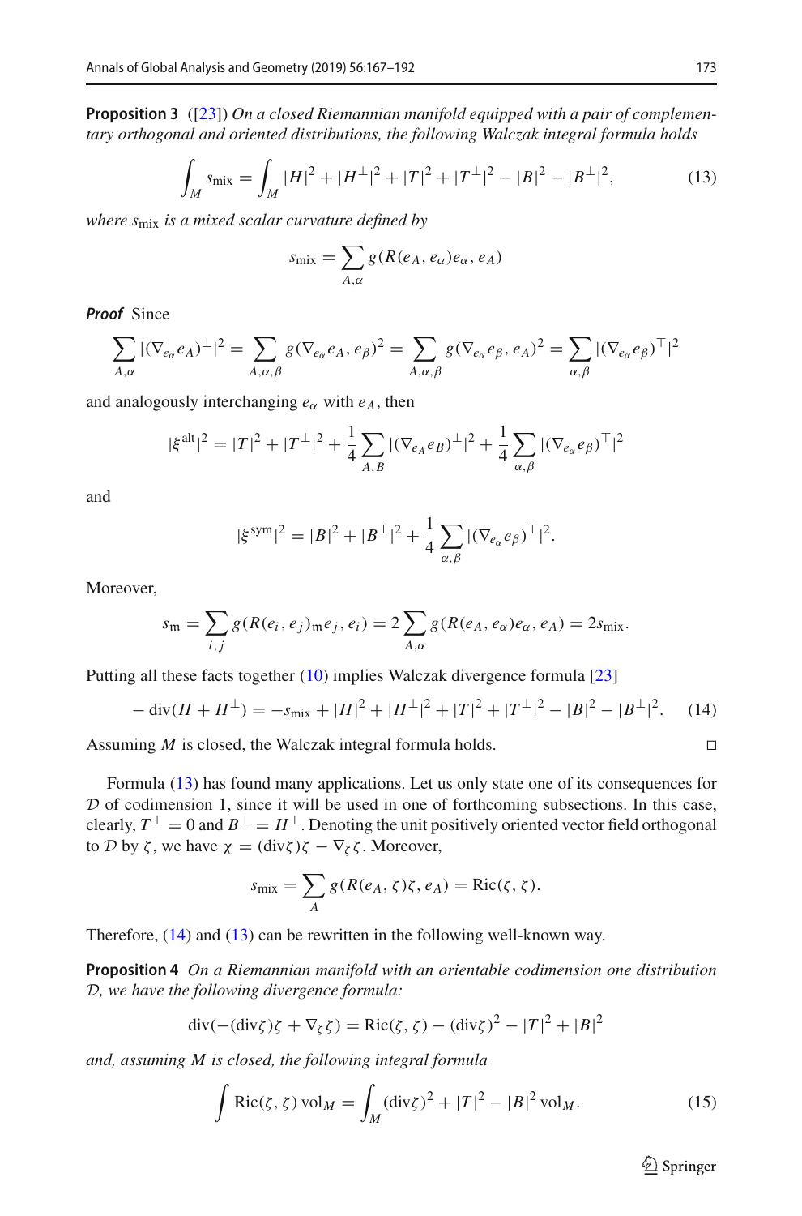**Proposition 3** ([23]) *On a closed Riemannian manifold equipped with a pair of complementary orthogonal and oriented distributions, the following Walczak integral formula holds*

$$\int_M s_{\mathrm{mix}} = \int_M |H|^2 + |H^\perp|^2 + |T|^2 + |T^\perp|^2 - |B|^2 - |B^\perp|^2, \tag{13}$$

*where $s_{\mathrm{mix}}$ is a mixed scalar curvature defined by*

$$s_{\mathrm{mix}} = \sum_{A,\alpha} g(R(e_A, e_\alpha)e_\alpha, e_A)$$

***Proof*** Since

$$\sum_{A,\alpha} |(\nabla_{e_\alpha} e_A)^\perp|^2 = \sum_{A,\alpha,\beta} g(\nabla_{e_\alpha} e_A, e_\beta)^2 = \sum_{A,\alpha,\beta} g(\nabla_{e_\alpha} e_\beta, e_A)^2 = \sum_{\alpha,\beta} |(\nabla_{e_\alpha} e_\beta)^\top|^2$$

and analogously interchanging $e_\alpha$ with $e_A$, then

$$|\xi^{\mathrm{alt}}|^2 = |T|^2 + |T^\perp|^2 + \frac{1}{4}\sum_{A,B} |(\nabla_{e_A} e_B)^\perp|^2 + \frac{1}{4}\sum_{\alpha,\beta} |(\nabla_{e_\alpha} e_\beta)^\top|^2$$

and

$$|\xi^{\mathrm{sym}}|^2 = |B|^2 + |B^\perp|^2 + \frac{1}{4}\sum_{\alpha,\beta} |(\nabla_{e_\alpha} e_\beta)^\top|^2.$$

Moreover,

$$s_{\mathfrak{m}} = \sum_{i,j} g(R(e_i, e_j)_{\mathfrak{m}} e_j, e_i) = 2\sum_{A,\alpha} g(R(e_A, e_\alpha)e_\alpha, e_A) = 2s_{\mathrm{mix}}.$$

Putting all these facts together (10) implies Walczak divergence formula [23]

$$-\operatorname{div}(H + H^\perp) = -s_{\mathrm{mix}} + |H|^2 + |H^\perp|^2 + |T|^2 + |T^\perp|^2 - |B|^2 - |B^\perp|^2. \tag{14}$$

Assuming $M$ is closed, the Walczak integral formula holds. □

Formula (13) has found many applications. Let us only state one of its consequences for $\mathcal{D}$ of codimension 1, since it will be used in one of forthcoming subsections. In this case, clearly, $T^\perp = 0$ and $B^\perp = H^\perp$. Denoting the unit positively oriented vector field orthogonal to $\mathcal{D}$ by $\zeta$, we have $\chi = (\operatorname{div}\zeta)\zeta - \nabla_\zeta \zeta$. Moreover,

$$s_{\mathrm{mix}} = \sum_A g(R(e_A, \zeta)\zeta, e_A) = \operatorname{Ric}(\zeta, \zeta).$$

Therefore, (14) and (13) can be rewritten in the following well-known way.

**Proposition 4** *On a Riemannian manifold with an orientable codimension one distribution $\mathcal{D}$, we have the following divergence formula:*

$$\operatorname{div}(-(\operatorname{div}\zeta)\zeta + \nabla_\zeta \zeta) = \operatorname{Ric}(\zeta, \zeta) - (\operatorname{div}\zeta)^2 - |T|^2 + |B|^2$$

*and, assuming $M$ is closed, the following integral formula*

$$\int \operatorname{Ric}(\zeta, \zeta)\,\mathrm{vol}_M = \int_M (\operatorname{div}\zeta)^2 + |T|^2 - |B|^2\,\mathrm{vol}_M. \tag{15}$$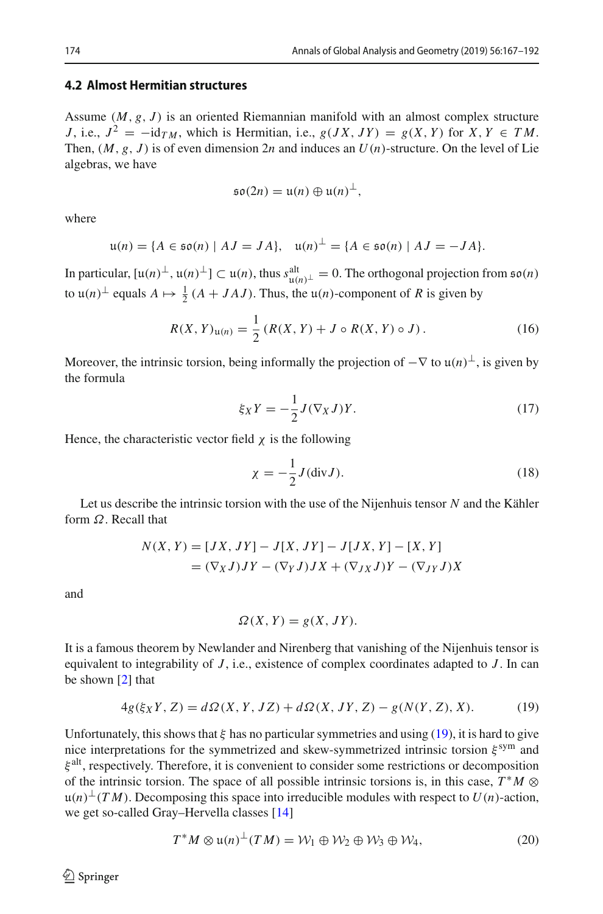### 4.2 Almost Hermitian structures

Assume $(M, g, J)$ is an oriented Riemannian manifold with an almost complex structure $J$, i.e., $J^2 = -\mathrm{id}_{TM}$, which is Hermitian, i.e., $g(JX, JY) = g(X, Y)$ for $X, Y \in TM$. Then, $(M, g, J)$ is of even dimension $2n$ and induces an $U(n)$-structure. On the level of Lie algebras, we have

$$\mathfrak{so}(2n) = \mathfrak{u}(n) \oplus \mathfrak{u}(n)^{\perp},$$

where

$$\mathfrak{u}(n) = \{A \in \mathfrak{so}(n) \mid AJ = JA\}, \quad \mathfrak{u}(n)^{\perp} = \{A \in \mathfrak{so}(n) \mid AJ = -JA\}.$$

In particular, $[\mathfrak{u}(n)^{\perp}, \mathfrak{u}(n)^{\perp}] \subset \mathfrak{u}(n)$, thus $s^{\mathrm{alt}}_{\mathfrak{u}(n)^{\perp}} = 0$. The orthogonal projection from $\mathfrak{so}(n)$ to $\mathfrak{u}(n)^{\perp}$ equals $A \mapsto \frac{1}{2}(A + JAJ)$. Thus, the $\mathfrak{u}(n)$-component of $R$ is given by

$$R(X, Y)_{\mathfrak{u}(n)} = \frac{1}{2}\left(R(X, Y) + J \circ R(X, Y) \circ J\right). \tag{16}$$

Moreover, the intrinsic torsion, being informally the projection of $-\nabla$ to $\mathfrak{u}(n)^{\perp}$, is given by the formula

$$\xi_X Y = -\frac{1}{2} J(\nabla_X J)Y. \tag{17}$$

Hence, the characteristic vector field $\chi$ is the following

$$\chi = -\frac{1}{2} J(\mathrm{div} J). \tag{18}$$

Let us describe the intrinsic torsion with the use of the Nijenhuis tensor $N$ and the Kähler form $\Omega$. Recall that

$$\begin{aligned} N(X, Y) &= [JX, JY] - J[X, JY] - J[JX, Y] - [X, Y] \\ &= (\nabla_X J)JY - (\nabla_Y J)JX + (\nabla_{JX} J)Y - (\nabla_{JY} J)X \end{aligned}$$

and

$$\Omega(X, Y) = g(X, JY).$$

It is a famous theorem by Newlander and Nirenberg that vanishing of the Nijenhuis tensor is equivalent to integrability of $J$, i.e., existence of complex coordinates adapted to $J$. In can be shown [2] that

$$4g(\xi_X Y, Z) = d\Omega(X, Y, JZ) + d\Omega(X, JY, Z) - g(N(Y, Z), X). \tag{19}$$

Unfortunately, this shows that $\xi$ has no particular symmetries and using (19), it is hard to give nice interpretations for the symmetrized and skew-symmetrized intrinsic torsion $\xi^{\mathrm{sym}}$ and $\xi^{\mathrm{alt}}$, respectively. Therefore, it is convenient to consider some restrictions or decomposition of the intrinsic torsion. The space of all possible intrinsic torsions is, in this case, $T^*M \otimes \mathfrak{u}(n)^{\perp}(TM)$. Decomposing this space into irreducible modules with respect to $U(n)$-action, we get so-called Gray–Hervella classes [14]

$$T^*M \otimes \mathfrak{u}(n)^{\perp}(TM) = \mathcal{W}_1 \oplus \mathcal{W}_2 \oplus \mathcal{W}_3 \oplus \mathcal{W}_4, \tag{20}$$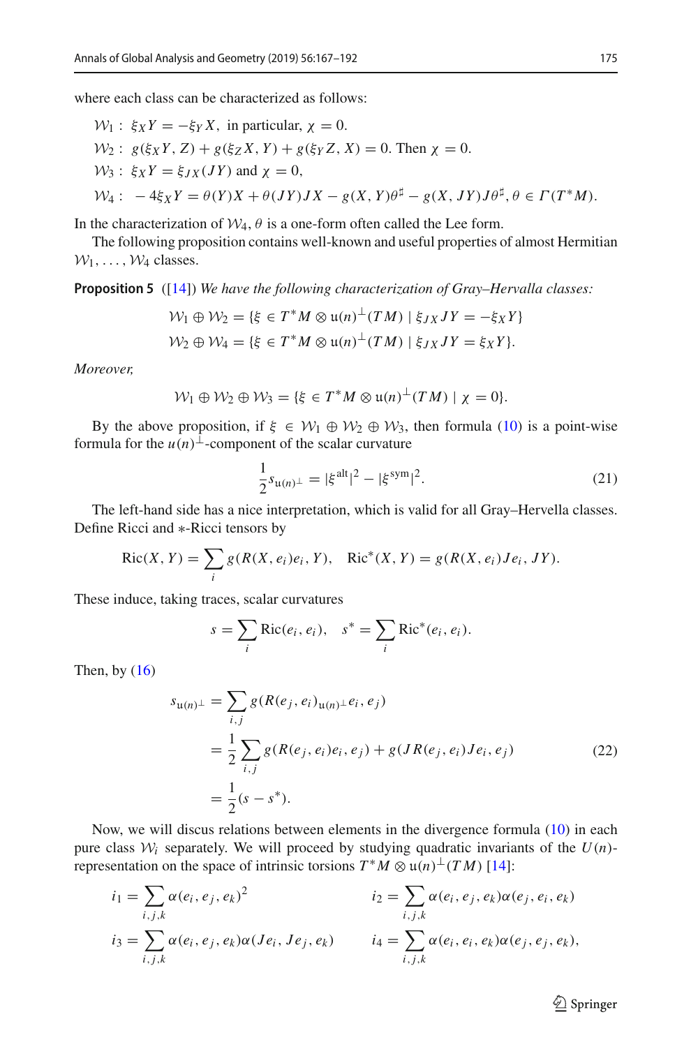where each class can be characterized as follows:

$\mathcal{W}_1$ : $\xi_X Y = -\xi_Y X$, in particular, $\chi = 0$.

$\mathcal{W}_2$ : $g(\xi_X Y, Z) + g(\xi_Z X, Y) + g(\xi_Y Z, X) = 0$. Then $\chi = 0$.

$\mathcal{W}_3$ : $\xi_X Y = \xi_{JX}(JY)$ and $\chi = 0$,

$\mathcal{W}_4$ : $-4\xi_X Y = \theta(Y)X + \theta(JY)JX - g(X,Y)\theta^\sharp - g(X, JY)J\theta^\sharp, \theta \in \Gamma(T^*M)$.

In the characterization of $\mathcal{W}_4$, $\theta$ is a one-form often called the Lee form.

The following proposition contains well-known and useful properties of almost Hermitian $\mathcal{W}_1, \ldots, \mathcal{W}_4$ classes.

**Proposition 5** ([14]) *We have the following characterization of Gray–Hervalla classes:*

$$\mathcal{W}_1 \oplus \mathcal{W}_2 = \{\xi \in T^*M \otimes \mathfrak{u}(n)^\perp(TM) \mid \xi_{JX} JY = -\xi_X Y\}$$
$$\mathcal{W}_2 \oplus \mathcal{W}_4 = \{\xi \in T^*M \otimes \mathfrak{u}(n)^\perp(TM) \mid \xi_{JX} JY = \xi_X Y\}.$$

*Moreover,*

$$\mathcal{W}_1 \oplus \mathcal{W}_2 \oplus \mathcal{W}_3 = \{\xi \in T^*M \otimes \mathfrak{u}(n)^\perp(TM) \mid \chi = 0\}.$$

By the above proposition, if $\xi \in \mathcal{W}_1 \oplus \mathcal{W}_2 \oplus \mathcal{W}_3$, then formula (10) is a point-wise formula for the $u(n)^\perp$-component of the scalar curvature

$$\frac{1}{2}s_{\mathfrak{u}(n)^\perp} = |\xi^{\mathrm{alt}}|^2 - |\xi^{\mathrm{sym}}|^2. \tag{21}$$

The left-hand side has a nice interpretation, which is valid for all Gray–Hervella classes. Define Ricci and $*$-Ricci tensors by

$$\mathrm{Ric}(X,Y) = \sum_i g(R(X,e_i)e_i, Y), \quad \mathrm{Ric}^*(X,Y) = g(R(X,e_i)Je_i, JY).$$

These induce, taking traces, scalar curvatures

$$s = \sum_i \mathrm{Ric}(e_i, e_i), \quad s^* = \sum_i \mathrm{Ric}^*(e_i, e_i).$$

Then, by (16)

$$\begin{aligned}
s_{\mathfrak{u}(n)^\perp} &= \sum_{i,j} g(R(e_j, e_i)_{\mathfrak{u}(n)^\perp} e_i, e_j) \\
&= \frac{1}{2}\sum_{i,j} g(R(e_j, e_i)e_i, e_j) + g(JR(e_j, e_i)Je_i, e_j) \\
&= \frac{1}{2}(s - s^*).
\end{aligned} \tag{22}$$

Now, we will discus relations between elements in the divergence formula (10) in each pure class $\mathcal{W}_i$ separately. We will proceed by studying quadratic invariants of the $U(n)$-representation on the space of intrinsic torsions $T^*M \otimes \mathfrak{u}(n)^\perp(TM)$ [14]:

$$i_1 = \sum_{i,j,k} \alpha(e_i, e_j, e_k)^2 \qquad i_2 = \sum_{i,j,k} \alpha(e_i, e_j, e_k)\alpha(e_j, e_i, e_k)$$

$$i_3 = \sum_{i,j,k} \alpha(e_i, e_j, e_k)\alpha(Je_i, Je_j, e_k) \qquad i_4 = \sum_{i,j,k} \alpha(e_i, e_i, e_k)\alpha(e_j, e_j, e_k),$$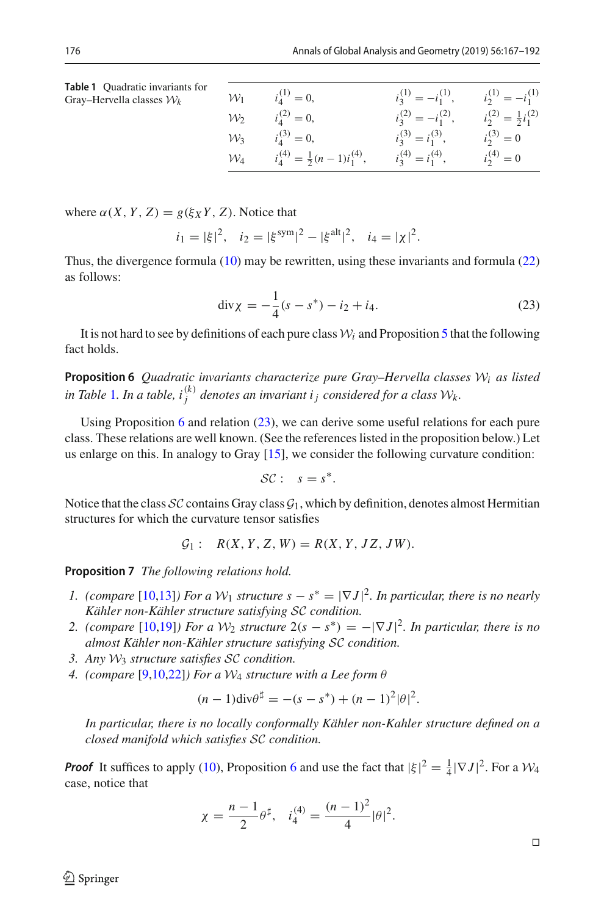**Table 1** Quadratic invariants for Gray–Hervella classes $\mathcal{W}_k$

| | | | |
|---|---|---|---|
| $\mathcal{W}_1$ | $i_4^{(1)} = 0,$ | $i_3^{(1)} = -i_1^{(1)},$ | $i_2^{(1)} = -i_1^{(1)}$ |
| $\mathcal{W}_2$ | $i_4^{(2)} = 0,$ | $i_3^{(2)} = -i_1^{(2)},$ | $i_2^{(2)} = \frac{1}{2} i_1^{(2)}$ |
| $\mathcal{W}_3$ | $i_4^{(3)} = 0,$ | $i_3^{(3)} = i_1^{(3)},$ | $i_2^{(3)} = 0$ |
| $\mathcal{W}_4$ | $i_4^{(4)} = \frac{1}{2}(n-1) i_1^{(4)},$ | $i_3^{(4)} = i_1^{(4)},$ | $i_2^{(4)} = 0$ |

where $\alpha(X, Y, Z) = g(\xi_X Y, Z)$. Notice that

$$i_1 = |\xi|^2, \quad i_2 = |\xi^{\text{sym}}|^2 - |\xi^{\text{alt}}|^2, \quad i_4 = |\chi|^2.$$

Thus, the divergence formula (10) may be rewritten, using these invariants and formula (22) as follows:

$$\operatorname{div}\chi = -\frac{1}{4}(s - s^*) - i_2 + i_4. \tag{23}$$

It is not hard to see by definitions of each pure class $\mathcal{W}_i$ and Proposition 5 that the following fact holds.

**Proposition 6** *Quadratic invariants characterize pure Gray–Hervella classes $\mathcal{W}_i$ as listed in Table 1. In a table, $i_j^{(k)}$ denotes an invariant $i_j$ considered for a class $\mathcal{W}_k$.*

Using Proposition 6 and relation (23), we can derive some useful relations for each pure class. These relations are well known. (See the references listed in the proposition below.) Let us enlarge on this. In analogy to Gray [15], we consider the following curvature condition:

$$\mathcal{SC}: \quad s = s^*.$$

Notice that the class $\mathcal{SC}$ contains Gray class $\mathcal{G}_1$, which by definition, denotes almost Hermitian structures for which the curvature tensor satisfies

$$\mathcal{G}_1: \quad R(X, Y, Z, W) = R(X, Y, JZ, JW).$$

**Proposition 7** *The following relations hold.*

1. *(compare [10,13]) For a $\mathcal{W}_1$ structure $s - s^* = |\nabla J|^2$. In particular, there is no nearly Kähler non-Kähler structure satisfying $\mathcal{SC}$ condition.*
2. *(compare [10,19]) For a $\mathcal{W}_2$ structure $2(s - s^*) = -|\nabla J|^2$. In particular, there is no almost Kähler non-Kähler structure satisfying $\mathcal{SC}$ condition.*
3. *Any $\mathcal{W}_3$ structure satisfies $\mathcal{SC}$ condition.*
4. *(compare [9,10,22]) For a $\mathcal{W}_4$ structure with a Lee form $\theta$*

$$(n-1)\operatorname{div}\theta^\sharp = -(s - s^*) + (n-1)^2|\theta|^2.$$

*In particular, there is no locally conformally Kähler non-Kahler structure defined on a closed manifold which satisfies $\mathcal{SC}$ condition.*

***Proof*** It suffices to apply (10), Proposition 6 and use the fact that $|\xi|^2 = \frac{1}{4}|\nabla J|^2$. For a $\mathcal{W}_4$ case, notice that

$$\chi = \frac{n-1}{2}\theta^\sharp, \quad i_4^{(4)} = \frac{(n-1)^2}{4}|\theta|^2.$$

□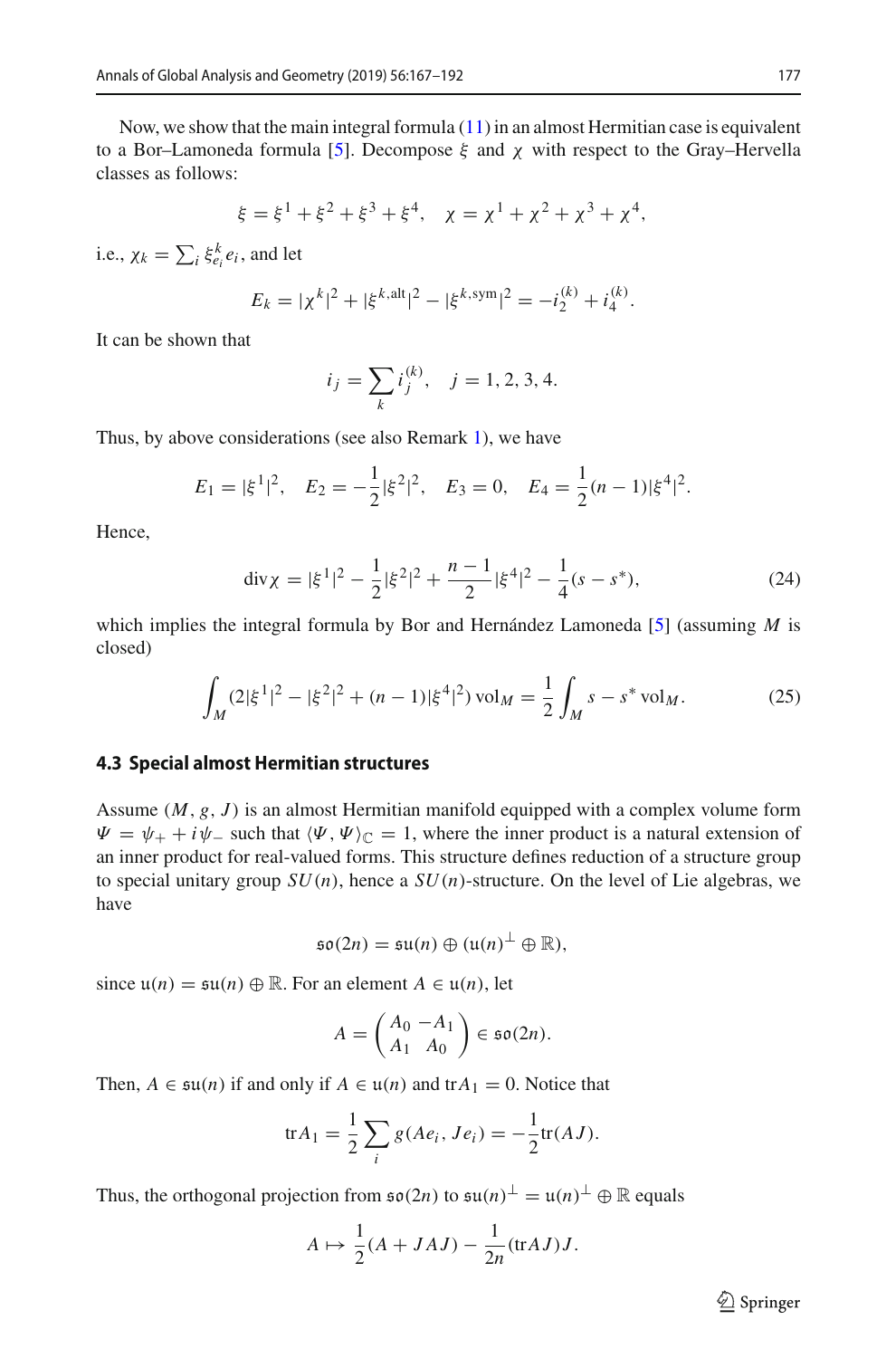Now, we show that the main integral formula (11) in an almost Hermitian case is equivalent to a Bor–Lamoneda formula [5]. Decompose $\xi$ and $\chi$ with respect to the Gray–Hervella classes as follows:

$$\xi = \xi^1 + \xi^2 + \xi^3 + \xi^4, \quad \chi = \chi^1 + \chi^2 + \chi^3 + \chi^4,$$

i.e., $\chi_k = \sum_i \xi^k_{e_i} e_i$, and let

$$E_k = |\chi^k|^2 + |\xi^{k,\mathrm{alt}}|^2 - |\xi^{k,\mathrm{sym}}|^2 = -i_2^{(k)} + i_4^{(k)}.$$

It can be shown that

$$i_j = \sum_k i_j^{(k)}, \quad j = 1, 2, 3, 4.$$

Thus, by above considerations (see also Remark 1), we have

$$E_1 = |\xi^1|^2, \quad E_2 = -\frac{1}{2}|\xi^2|^2, \quad E_3 = 0, \quad E_4 = \frac{1}{2}(n-1)|\xi^4|^2.$$

Hence,

$$\operatorname{div}\chi = |\xi^1|^2 - \frac{1}{2}|\xi^2|^2 + \frac{n-1}{2}|\xi^4|^2 - \frac{1}{4}(s - s^*), \tag{24}$$

which implies the integral formula by Bor and Hernández Lamoneda [5] (assuming $M$ is closed)

$$\int_M (2|\xi^1|^2 - |\xi^2|^2 + (n-1)|\xi^4|^2) \operatorname{vol}_M = \frac{1}{2}\int_M s - s^* \operatorname{vol}_M. \tag{25}$$

### 4.3 Special almost Hermitian structures

Assume $(M, g, J)$ is an almost Hermitian manifold equipped with a complex volume form $\Psi = \psi_+ + i\psi_-$ such that $\langle \Psi, \Psi \rangle_{\mathbb{C}} = 1$, where the inner product is a natural extension of an inner product for real-valued forms. This structure defines reduction of a structure group to special unitary group $SU(n)$, hence a $SU(n)$-structure. On the level of Lie algebras, we have

$$\mathfrak{so}(2n) = \mathfrak{su}(n) \oplus (\mathfrak{u}(n)^{\perp} \oplus \mathbb{R}),$$

since $\mathfrak{u}(n) = \mathfrak{su}(n) \oplus \mathbb{R}$. For an element $A \in \mathfrak{u}(n)$, let

$$A = \begin{pmatrix} A_0 & -A_1 \\ A_1 & A_0 \end{pmatrix} \in \mathfrak{so}(2n).$$

Then, $A \in \mathfrak{su}(n)$ if and only if $A \in \mathfrak{u}(n)$ and $\mathrm{tr} A_1 = 0$. Notice that

$$\mathrm{tr} A_1 = \frac{1}{2}\sum_i g(Ae_i, Je_i) = -\frac{1}{2}\mathrm{tr}(AJ).$$

Thus, the orthogonal projection from $\mathfrak{so}(2n)$ to $\mathfrak{su}(n)^{\perp} = \mathfrak{u}(n)^{\perp} \oplus \mathbb{R}$ equals

$$A \mapsto \frac{1}{2}(A + JAJ) - \frac{1}{2n}(\mathrm{tr} AJ)J.$$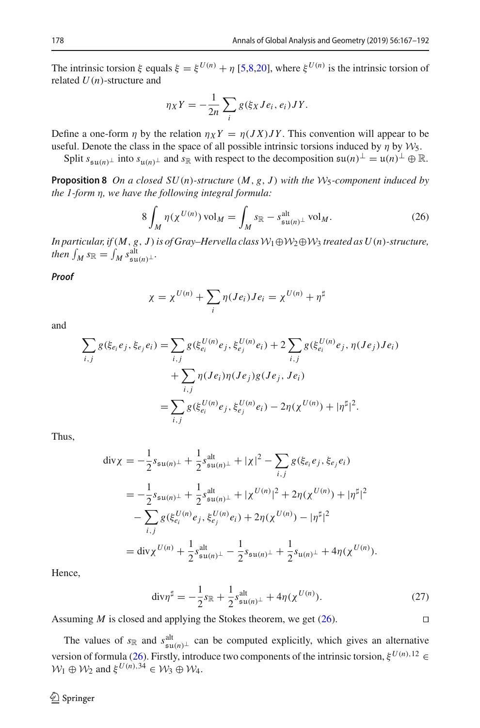The intrinsic torsion $\xi$ equals $\xi = \xi^{U(n)} + \eta$ [5,8,20], where $\xi^{U(n)}$ is the intrinsic torsion of related $U(n)$-structure and

$$\eta_X Y = -\frac{1}{2n}\sum_i g(\xi_X J e_i, e_i) J Y.$$

Define a one-form $\eta$ by the relation $\eta_X Y = \eta(JX)JY$. This convention will appear to be useful. Denote the class in the space of all possible intrinsic torsions induced by $\eta$ by $\mathcal{W}_5$.

Split $s_{\mathfrak{su}(n)^\perp}$ into $s_{\mathfrak{u}(n)^\perp}$ and $s_{\mathbb{R}}$ with respect to the decomposition $\mathfrak{su}(n)^\perp = \mathfrak{u}(n)^\perp \oplus \mathbb{R}$.

**Proposition 8** *On a closed $SU(n)$-structure $(M, g, J)$ with the $\mathcal{W}_5$-component induced by the 1-form $\eta$, we have the following integral formula:*

$$8\int_M \eta(\chi^{U(n)})\,\mathrm{vol}_M = \int_M s_{\mathbb{R}} - s^{\mathrm{alt}}_{\mathfrak{su}(n)^\perp}\,\mathrm{vol}_M. \tag{26}$$

*In particular, if $(M, g, J)$ is of Gray–Hervella class $\mathcal{W}_1\oplus\mathcal{W}_2\oplus\mathcal{W}_3$ treated as $U(n)$-structure, then $\int_M s_{\mathbb{R}} = \int_M s^{\mathrm{alt}}_{\mathfrak{su}(n)^\perp}$.*

***Proof***

$$\chi = \chi^{U(n)} + \sum_i \eta(Je_i)Je_i = \chi^{U(n)} + \eta^\sharp$$

and

$$\begin{aligned}
\sum_{i,j} g(\xi_{e_i}e_j, \xi_{e_j}e_i) &= \sum_{i,j} g(\xi^{U(n)}_{e_i}e_j, \xi^{U(n)}_{e_j}e_i) + 2\sum_{i,j} g(\xi^{U(n)}_{e_i}e_j, \eta(Je_j)Je_i)\\
&\quad + \sum_{i,j}\eta(Je_i)\eta(Je_j)g(Je_j, Je_i)\\
&= \sum_{i,j} g(\xi^{U(n)}_{e_i}e_j, \xi^{U(n)}_{e_j}e_i) - 2\eta(\chi^{U(n)}) + |\eta^\sharp|^2.
\end{aligned}$$

Thus,

$$\begin{aligned}
\mathrm{div}\chi &= -\frac{1}{2}s_{\mathfrak{su}(n)^\perp} + \frac{1}{2}s^{\mathrm{alt}}_{\mathfrak{su}(n)^\perp} + |\chi|^2 - \sum_{i,j} g(\xi_{e_i}e_j, \xi_{e_j}e_i)\\
&= -\frac{1}{2}s_{\mathfrak{su}(n)^\perp} + \frac{1}{2}s^{\mathrm{alt}}_{\mathfrak{su}(n)^\perp} + |\chi^{U(n)}|^2 + 2\eta(\chi^{U(n)}) + |\eta^\sharp|^2\\
&\quad - \sum_{i,j} g(\xi^{U(n)}_{e_i}e_j, \xi^{U(n)}_{e_j}e_i) + 2\eta(\chi^{U(n)}) - |\eta^\sharp|^2\\
&= \mathrm{div}\chi^{U(n)} + \frac{1}{2}s^{\mathrm{alt}}_{\mathfrak{su}(n)^\perp} - \frac{1}{2}s_{\mathfrak{su}(n)^\perp} + \frac{1}{2}s_{\mathfrak{u}(n)^\perp} + 4\eta(\chi^{U(n)}).
\end{aligned}$$

Hence,

$$\mathrm{div}\eta^\sharp = -\frac{1}{2}s_{\mathbb{R}} + \frac{1}{2}s^{\mathrm{alt}}_{\mathfrak{su}(n)^\perp} + 4\eta(\chi^{U(n)}). \tag{27}$$

Assuming $M$ is closed and applying the Stokes theorem, we get (26). ◻

The values of $s_{\mathbb{R}}$ and $s^{\mathrm{alt}}_{\mathfrak{su}(n)^\perp}$ can be computed explicitly, which gives an alternative version of formula (26). Firstly, introduce two components of the intrinsic torsion, $\xi^{U(n),12} \in \mathcal{W}_1\oplus\mathcal{W}_2$ and $\xi^{U(n),34} \in \mathcal{W}_3\oplus\mathcal{W}_4$.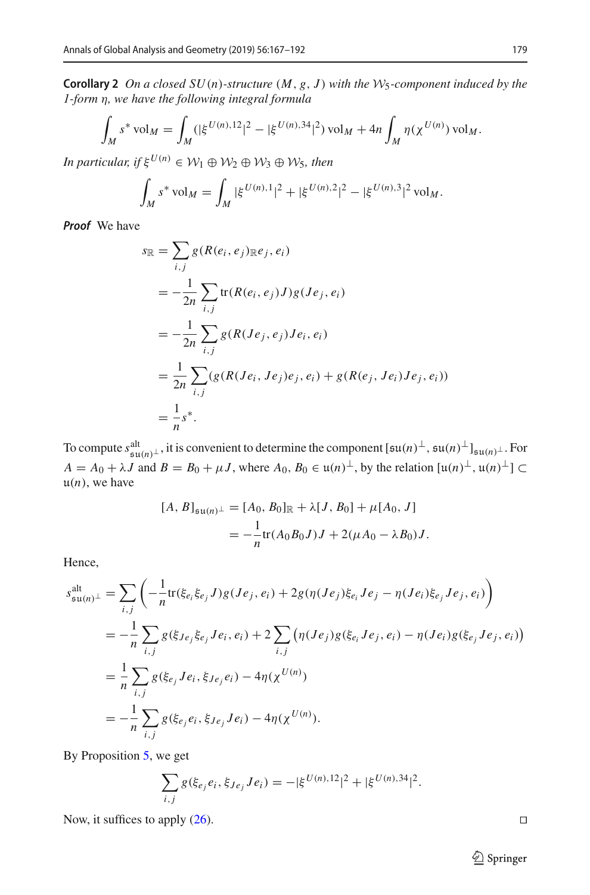**Corollary 2** *On a closed $SU(n)$-structure $(M, g, J)$ with the $\mathcal{W}_5$-component induced by the 1-form $\eta$, we have the following integral formula*

$$\int_M s^* \operatorname{vol}_M = \int_M (|\xi^{U(n),12}|^2 - |\xi^{U(n),34}|^2) \operatorname{vol}_M + 4n \int_M \eta(\chi^{U(n)}) \operatorname{vol}_M.$$

*In particular, if $\xi^{U(n)} \in \mathcal{W}_1 \oplus \mathcal{W}_2 \oplus \mathcal{W}_3 \oplus \mathcal{W}_5$, then*

$$\int_M s^* \operatorname{vol}_M = \int_M |\xi^{U(n),1}|^2 + |\xi^{U(n),2}|^2 - |\xi^{U(n),3}|^2 \operatorname{vol}_M.$$

***Proof*** We have

$$\begin{aligned}
s_{\mathbb{R}} &= \sum_{i,j} g(R(e_i, e_j)_{\mathbb{R}} e_j, e_i) \\
&= -\frac{1}{2n} \sum_{i,j} \operatorname{tr}(R(e_i, e_j)J) g(Je_j, e_i) \\
&= -\frac{1}{2n} \sum_{i,j} g(R(Je_j, e_j)Je_i, e_i) \\
&= \frac{1}{2n} \sum_{i,j} (g(R(Je_i, Je_j)e_j, e_i) + g(R(e_j, Je_i)Je_j, e_i)) \\
&= \frac{1}{n} s^*.
\end{aligned}$$

To compute $s^{\text{alt}}_{\mathfrak{su}(n)^\perp}$, it is convenient to determine the component $[\mathfrak{su}(n)^\perp, \mathfrak{su}(n)^\perp]_{\mathfrak{su}(n)^\perp}$. For $A = A_0 + \lambda J$ and $B = B_0 + \mu J$, where $A_0, B_0 \in \mathfrak{u}(n)^\perp$, by the relation $[\mathfrak{u}(n)^\perp, \mathfrak{u}(n)^\perp] \subset \mathfrak{u}(n)$, we have

$$\begin{aligned}
[A, B]_{\mathfrak{su}(n)^\perp} &= [A_0, B_0]_{\mathbb{R}} + \lambda [J, B_0] + \mu [A_0, J] \\
&= -\frac{1}{n} \operatorname{tr}(A_0 B_0 J) J + 2(\mu A_0 - \lambda B_0) J.
\end{aligned}$$

Hence,

$$\begin{aligned}
s^{\text{alt}}_{\mathfrak{su}(n)^\perp} &= \sum_{i,j} \left( -\frac{1}{n} \operatorname{tr}(\xi_{e_i} \xi_{e_j} J) g(Je_j, e_i) + 2g(\eta(Je_j)\xi_{e_i} Je_j - \eta(Je_i)\xi_{e_j} Je_j, e_i) \right) \\
&= -\frac{1}{n} \sum_{i,j} g(\xi_{Je_j} \xi_{e_j} Je_i, e_i) + 2 \sum_{i,j} \left( \eta(Je_j) g(\xi_{e_i} Je_j, e_i) - \eta(Je_i) g(\xi_{e_j} Je_j, e_i) \right) \\
&= \frac{1}{n} \sum_{i,j} g(\xi_{e_j} Je_i, \xi_{Je_j} e_i) - 4\eta(\chi^{U(n)}) \\
&= -\frac{1}{n} \sum_{i,j} g(\xi_{e_j} e_i, \xi_{Je_j} Je_i) - 4\eta(\chi^{U(n)}).
\end{aligned}$$

By Proposition 5, we get

$$\sum_{i,j} g(\xi_{e_j} e_i, \xi_{Je_j} Je_i) = -|\xi^{U(n),12}|^2 + |\xi^{U(n),34}|^2.$$

Now, it suffices to apply (26). $\square$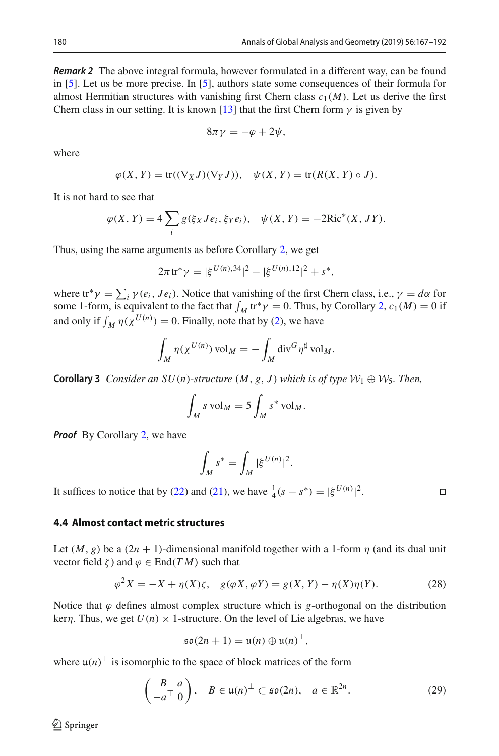*Remark 2* The above integral formula, however formulated in a different way, can be found in [5]. Let us be more precise. In [5], authors state some consequences of their formula for almost Hermitian structures with vanishing first Chern class $c_1(M)$. Let us derive the first Chern class in our setting. It is known [13] that the first Chern form $\gamma$ is given by

$$8\pi\gamma = -\varphi + 2\psi,$$

where

$$\varphi(X,Y) = \mathrm{tr}((\nabla_X J)(\nabla_Y J)), \quad \psi(X,Y) = \mathrm{tr}(R(X,Y)\circ J).$$

It is not hard to see that

$$\varphi(X,Y) = 4\sum_i g(\xi_X Je_i, \xi_Y e_i), \quad \psi(X,Y) = -2\mathrm{Ric}^*(X, JY).$$

Thus, using the same arguments as before Corollary 2, we get

$$2\pi\,\mathrm{tr}^*\gamma = |\xi^{U(n),34}|^2 - |\xi^{U(n),12}|^2 + s^*,$$

where $\mathrm{tr}^*\gamma = \sum_i \gamma(e_i, Je_i)$. Notice that vanishing of the first Chern class, i.e., $\gamma = d\alpha$ for some 1-form, is equivalent to the fact that $\int_M \mathrm{tr}^*\gamma = 0$. Thus, by Corollary 2, $c_1(M) = 0$ if and only if $\int_M \eta(\chi^{U(n)}) = 0$. Finally, note that by (2), we have

$$\int_M \eta(\chi^{U(n)})\,\mathrm{vol}_M = -\int_M \mathrm{div}^G \eta^\sharp\,\mathrm{vol}_M.$$

**Corollary 3** *Consider an $SU(n)$-structure $(M, g, J)$ which is of type $\mathcal{W}_1 \oplus \mathcal{W}_5$. Then,*

$$\int_M s\,\mathrm{vol}_M = 5\int_M s^*\,\mathrm{vol}_M.$$

***Proof*** By Corollary 2, we have

$$\int_M s^* = \int_M |\xi^{U(n)}|^2.$$

It suffices to notice that by (22) and (21), we have $\frac{1}{4}(s - s^*) = |\xi^{U(n)}|^2$. □

### 4.4 Almost contact metric structures

Let $(M, g)$ be a $(2n+1)$-dimensional manifold together with a 1-form $\eta$ (and its dual unit vector field $\zeta$) and $\varphi \in \mathrm{End}(TM)$ such that

$$\varphi^2 X = -X + \eta(X)\zeta, \quad g(\varphi X, \varphi Y) = g(X,Y) - \eta(X)\eta(Y). \tag{28}$$

Notice that $\varphi$ defines almost complex structure which is $g$-orthogonal on the distribution $\ker\eta$. Thus, we get $U(n) \times 1$-structure. On the level of Lie algebras, we have

$$\mathfrak{so}(2n+1) = \mathfrak{u}(n) \oplus \mathfrak{u}(n)^\perp,$$

where $\mathfrak{u}(n)^\perp$ is isomorphic to the space of block matrices of the form

$$\begin{pmatrix} B & a \\ -a^\top & 0 \end{pmatrix}, \quad B \in \mathfrak{u}(n)^\perp \subset \mathfrak{so}(2n), \quad a \in \mathbb{R}^{2n}. \tag{29}$$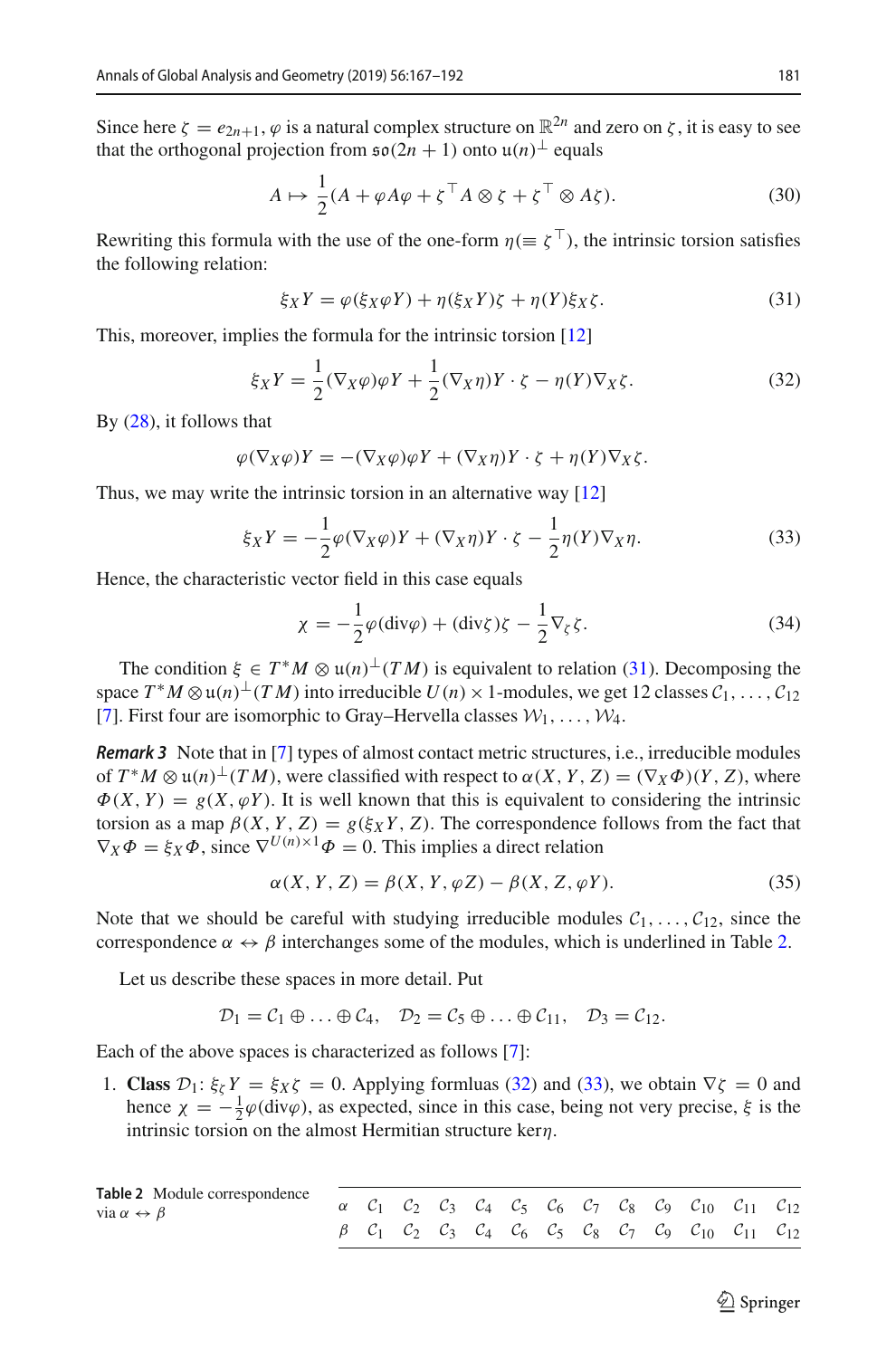Since here $\zeta = e_{2n+1}$, $\varphi$ is a natural complex structure on $\mathbb{R}^{2n}$ and zero on $\zeta$, it is easy to see that the orthogonal projection from $\mathfrak{so}(2n+1)$ onto $\mathfrak{u}(n)^{\perp}$ equals

$$A \mapsto \frac{1}{2}(A + \varphi A \varphi + \zeta^{\top} A \otimes \zeta + \zeta^{\top} \otimes A\zeta). \tag{30}$$

Rewriting this formula with the use of the one-form $\eta (\equiv \zeta^{\top})$, the intrinsic torsion satisfies the following relation:

$$\xi_X Y = \varphi(\xi_X \varphi Y) + \eta(\xi_X Y)\zeta + \eta(Y)\xi_X \zeta. \tag{31}$$

This, moreover, implies the formula for the intrinsic torsion [12]

$$\xi_X Y = \frac{1}{2}(\nabla_X \varphi)\varphi Y + \frac{1}{2}(\nabla_X \eta)Y \cdot \zeta - \eta(Y)\nabla_X \zeta. \tag{32}$$

By (28), it follows that

$$\varphi(\nabla_X \varphi)Y = -(\nabla_X \varphi)\varphi Y + (\nabla_X \eta)Y \cdot \zeta + \eta(Y)\nabla_X \zeta.$$

Thus, we may write the intrinsic torsion in an alternative way [12]

$$\xi_X Y = -\frac{1}{2}\varphi(\nabla_X \varphi)Y + (\nabla_X \eta)Y \cdot \zeta - \frac{1}{2}\eta(Y)\nabla_X \eta. \tag{33}$$

Hence, the characteristic vector field in this case equals

$$\chi = -\frac{1}{2}\varphi(\mathrm{div}\varphi) + (\mathrm{div}\zeta)\zeta - \frac{1}{2}\nabla_{\zeta}\zeta. \tag{34}$$

The condition $\xi \in T^*M \otimes \mathfrak{u}(n)^{\perp}(TM)$ is equivalent to relation (31). Decomposing the space $T^*M \otimes \mathfrak{u}(n)^{\perp}(TM)$ into irreducible $U(n) \times 1$-modules, we get 12 classes $\mathcal{C}_1, \ldots, \mathcal{C}_{12}$ [7]. First four are isomorphic to Gray–Hervella classes $\mathcal{W}_1, \ldots, \mathcal{W}_4$.

***Remark 3*** Note that in [7] types of almost contact metric structures, i.e., irreducible modules of $T^*M \otimes \mathfrak{u}(n)^{\perp}(TM)$, were classified with respect to $\alpha(X, Y, Z) = (\nabla_X \Phi)(Y, Z)$, where $\Phi(X, Y) = g(X, \varphi Y)$. It is well known that this is equivalent to considering the intrinsic torsion as a map $\beta(X, Y, Z) = g(\xi_X Y, Z)$. The correspondence follows from the fact that $\nabla_X \Phi = \xi_X \Phi$, since $\nabla^{U(n)\times 1}\Phi = 0$. This implies a direct relation

$$\alpha(X, Y, Z) = \beta(X, Y, \varphi Z) - \beta(X, Z, \varphi Y). \tag{35}$$

Note that we should be careful with studying irreducible modules $\mathcal{C}_1, \ldots, \mathcal{C}_{12}$, since the correspondence $\alpha \leftrightarrow \beta$ interchanges some of the modules, which is underlined in Table 2.

Let us describe these spaces in more detail. Put

$$\mathcal{D}_1 = \mathcal{C}_1 \oplus \ldots \oplus \mathcal{C}_4, \quad \mathcal{D}_2 = \mathcal{C}_5 \oplus \ldots \oplus \mathcal{C}_{11}, \quad \mathcal{D}_3 = \mathcal{C}_{12}.$$

Each of the above spaces is characterized as follows [7]:

1. **Class** $\mathcal{D}_1$: $\xi_{\zeta} Y = \xi_X \zeta = 0$. Applying formluas (32) and (33), we obtain $\nabla\zeta = 0$ and hence $\chi = -\frac{1}{2}\varphi(\mathrm{div}\varphi)$, as expected, since in this case, being not very precise, $\xi$ is the intrinsic torsion on the almost Hermitian structure $\ker\eta$.

**Table 2** Module correspondence via $\alpha \leftrightarrow \beta$

| $\alpha$ | $\mathcal{C}_1$ | $\mathcal{C}_2$ | $\mathcal{C}_3$ | $\mathcal{C}_4$ | $\mathcal{C}_5$ | $\mathcal{C}_6$ | $\mathcal{C}_7$ | $\mathcal{C}_8$ | $\mathcal{C}_9$ | $\mathcal{C}_{10}$ | $\mathcal{C}_{11}$ | $\mathcal{C}_{12}$ |
|---|---|---|---|---|---|---|---|---|---|---|---|---|
| $\beta$ | $\mathcal{C}_1$ | $\mathcal{C}_2$ | $\mathcal{C}_3$ | $\mathcal{C}_4$ | $\mathcal{C}_6$ | $\mathcal{C}_5$ | $\mathcal{C}_8$ | $\mathcal{C}_7$ | $\mathcal{C}_9$ | $\mathcal{C}_{10}$ | $\mathcal{C}_{11}$ | $\mathcal{C}_{12}$ |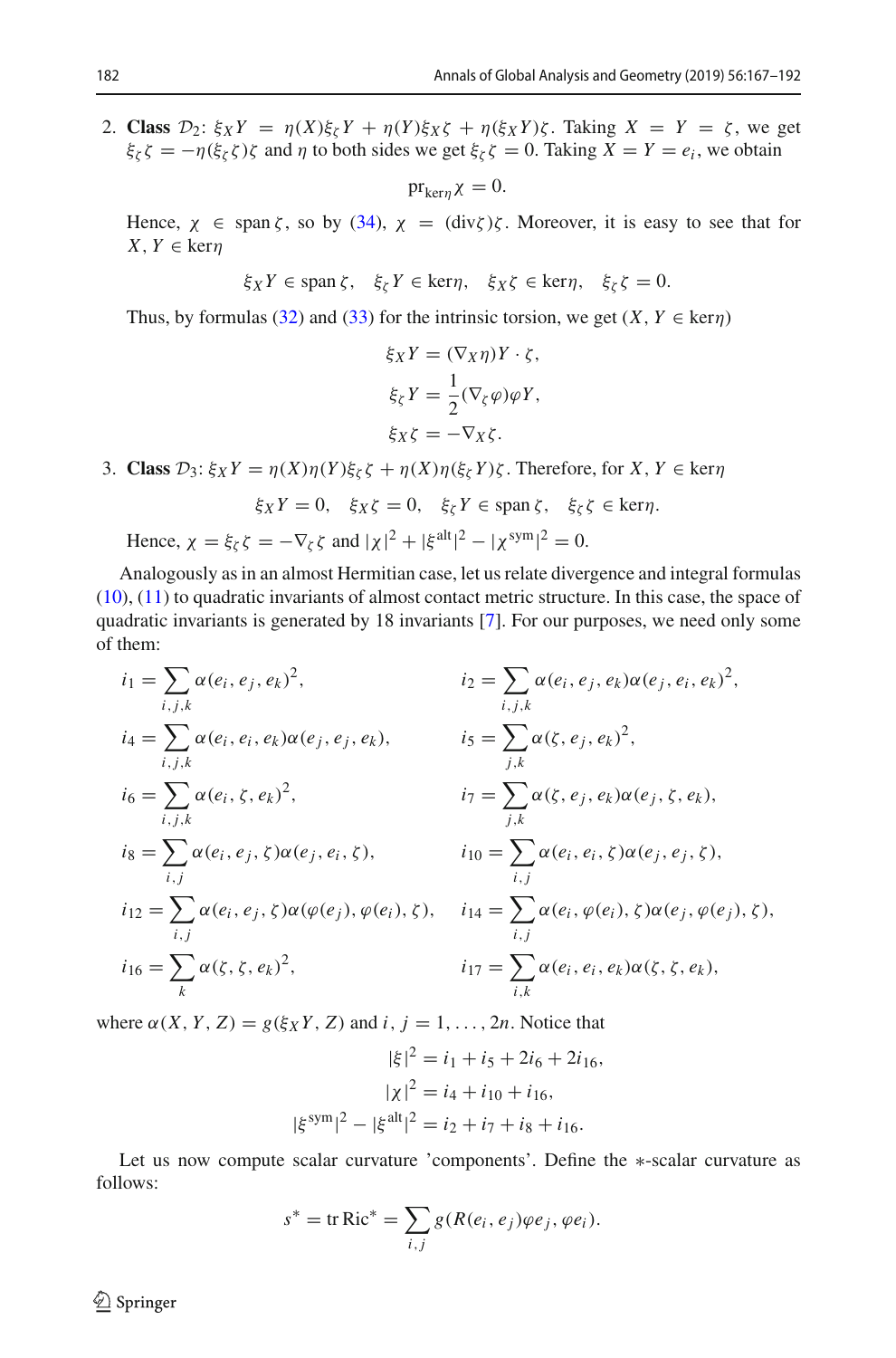2. **Class** $\mathcal{D}_2$: $\xi_X Y = \eta(X)\xi_\zeta Y + \eta(Y)\xi_X\zeta + \eta(\xi_X Y)\zeta$. Taking $X = Y = \zeta$, we get $\xi_\zeta\zeta = -\eta(\xi_\zeta\zeta)\zeta$ and $\eta$ to both sides we get $\xi_\zeta\zeta = 0$. Taking $X = Y = e_i$, we obtain

$$\mathrm{pr}_{\ker\eta}\chi = 0.$$

Hence, $\chi \in \operatorname{span}\zeta$, so by (34), $\chi = (\operatorname{div}\zeta)\zeta$. Moreover, it is easy to see that for $X, Y \in \ker\eta$

$$\xi_X Y \in \operatorname{span}\zeta, \quad \xi_\zeta Y \in \ker\eta, \quad \xi_X\zeta \in \ker\eta, \quad \xi_\zeta\zeta = 0.$$

Thus, by formulas (32) and (33) for the intrinsic torsion, we get ($X, Y \in \ker\eta$)

$$\xi_X Y = (\nabla_X\eta)Y \cdot \zeta,$$
$$\xi_\zeta Y = \frac{1}{2}(\nabla_\zeta\varphi)\varphi Y,$$
$$\xi_X\zeta = -\nabla_X\zeta.$$

3. **Class** $\mathcal{D}_3$: $\xi_X Y = \eta(X)\eta(Y)\xi_\zeta\zeta + \eta(X)\eta(\xi_\zeta Y)\zeta$. Therefore, for $X, Y \in \ker\eta$

$$\xi_X Y = 0, \quad \xi_X\zeta = 0, \quad \xi_\zeta Y \in \operatorname{span}\zeta, \quad \xi_\zeta\zeta \in \ker\eta.$$

Hence, $\chi = \xi_\zeta\zeta = -\nabla_\zeta\zeta$ and $|\chi|^2 + |\xi^{\mathrm{alt}}|^2 - |\chi^{\mathrm{sym}}|^2 = 0$.

Analogously as in an almost Hermitian case, let us relate divergence and integral formulas (10), (11) to quadratic invariants of almost contact metric structure. In this case, the space of quadratic invariants is generated by 18 invariants [7]. For our purposes, we need only some of them:

$$i_1 = \sum_{i,j,k}\alpha(e_i,e_j,e_k)^2, \qquad i_2 = \sum_{i,j,k}\alpha(e_i,e_j,e_k)\alpha(e_j,e_i,e_k)^2,$$
$$i_4 = \sum_{i,j,k}\alpha(e_i,e_i,e_k)\alpha(e_j,e_j,e_k), \qquad i_5 = \sum_{j,k}\alpha(\zeta,e_j,e_k)^2,$$
$$i_6 = \sum_{i,j,k}\alpha(e_i,\zeta,e_k)^2, \qquad i_7 = \sum_{j,k}\alpha(\zeta,e_j,e_k)\alpha(e_j,\zeta,e_k),$$
$$i_8 = \sum_{i,j}\alpha(e_i,e_j,\zeta)\alpha(e_j,e_i,\zeta), \qquad i_{10} = \sum_{i,j}\alpha(e_i,e_i,\zeta)\alpha(e_j,e_j,\zeta),$$
$$i_{12} = \sum_{i,j}\alpha(e_i,e_j,\zeta)\alpha(\varphi(e_j),\varphi(e_i),\zeta), \qquad i_{14} = \sum_{i,j}\alpha(e_i,\varphi(e_i),\zeta)\alpha(e_j,\varphi(e_j),\zeta),$$
$$i_{16} = \sum_{k}\alpha(\zeta,\zeta,e_k)^2, \qquad i_{17} = \sum_{i,k}\alpha(e_i,e_i,e_k)\alpha(\zeta,\zeta,e_k),$$

where $\alpha(X,Y,Z) = g(\xi_X Y, Z)$ and $i, j = 1,\ldots,2n$. Notice that

$$|\xi|^2 = i_1 + i_5 + 2i_6 + 2i_{16},$$
$$|\chi|^2 = i_4 + i_{10} + i_{16},$$
$$|\xi^{\mathrm{sym}}|^2 - |\xi^{\mathrm{alt}}|^2 = i_2 + i_7 + i_8 + i_{16}.$$

Let us now compute scalar curvature 'components'. Define the $*$-scalar curvature as follows:

$$s^* = \operatorname{tr}\operatorname{Ric}^* = \sum_{i,j} g(R(e_i,e_j)\varphi e_j,\varphi e_i).$$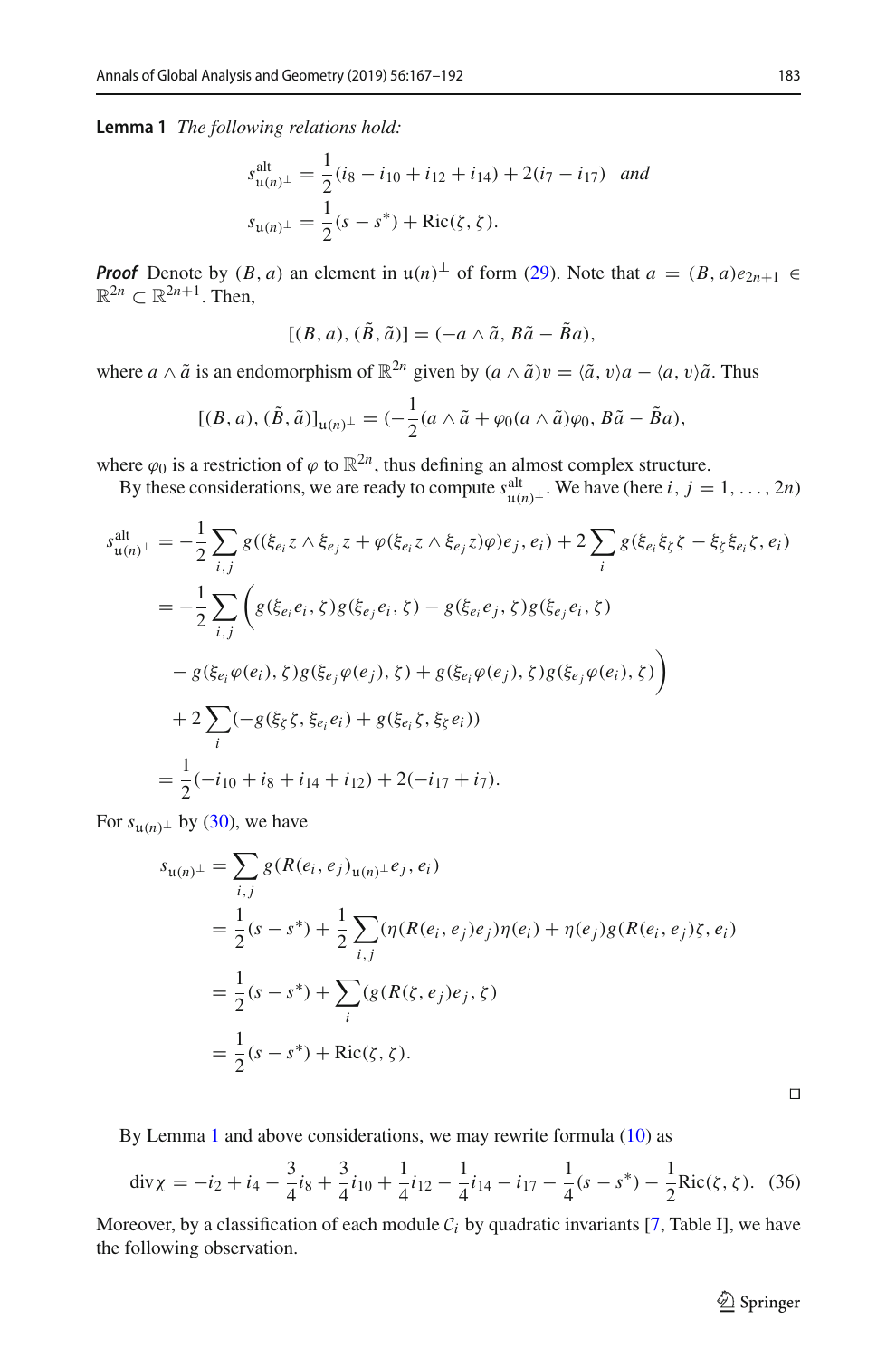**Lemma 1** *The following relations hold:*

$$s^{\mathrm{alt}}_{\mathfrak{u}(n)^\perp} = \frac{1}{2}(i_8 - i_{10} + i_{12} + i_{14}) + 2(i_7 - i_{17}) \quad \textit{and}$$

$$s_{\mathfrak{u}(n)^\perp} = \frac{1}{2}(s - s^*) + \mathrm{Ric}(\zeta, \zeta).$$

***Proof*** Denote by $(B, a)$ an element in $\mathfrak{u}(n)^\perp$ of form (29). Note that $a = (B, a)e_{2n+1} \in \mathbb{R}^{2n} \subset \mathbb{R}^{2n+1}$. Then,

$$[(B, a), (\tilde{B}, \tilde{a})] = (-a \wedge \tilde{a}, B\tilde{a} - \tilde{B}a),$$

where $a \wedge \tilde{a}$ is an endomorphism of $\mathbb{R}^{2n}$ given by $(a \wedge \tilde{a})v = \langle \tilde{a}, v\rangle a - \langle a, v\rangle \tilde{a}$. Thus

$$[(B, a), (\tilde{B}, \tilde{a})]_{\mathfrak{u}(n)^\perp} = (-\frac{1}{2}(a \wedge \tilde{a} + \varphi_0(a \wedge \tilde{a})\varphi_0, B\tilde{a} - \tilde{B}a),$$

where $\varphi_0$ is a restriction of $\varphi$ to $\mathbb{R}^{2n}$, thus defining an almost complex structure.

By these considerations, we are ready to compute $s^{\mathrm{alt}}_{\mathfrak{u}(n)^\perp}$. We have (here $i, j = 1, \ldots, 2n$)

$$\begin{aligned}
s^{\mathrm{alt}}_{\mathfrak{u}(n)^\perp} &= -\frac{1}{2}\sum_{i,j} g((\xi_{e_i}z \wedge \xi_{e_j}z + \varphi(\xi_{e_i}z \wedge \xi_{e_j}z)\varphi)e_j, e_i) + 2\sum_i g(\xi_{e_i}\xi_\zeta\zeta - \xi_\zeta\xi_{e_i}\zeta, e_i) \\
&= -\frac{1}{2}\sum_{i,j}\Big(g(\xi_{e_i}e_i, \zeta)g(\xi_{e_j}e_i, \zeta) - g(\xi_{e_i}e_j, \zeta)g(\xi_{e_j}e_i, \zeta) \\
&\quad - g(\xi_{e_i}\varphi(e_i), \zeta)g(\xi_{e_j}\varphi(e_j), \zeta) + g(\xi_{e_i}\varphi(e_j), \zeta)g(\xi_{e_j}\varphi(e_i), \zeta)\Big) \\
&\quad + 2\sum_i(-g(\xi_\zeta\zeta, \xi_{e_i}e_i) + g(\xi_{e_i}\zeta, \xi_\zeta e_i)) \\
&= \frac{1}{2}(-i_{10} + i_8 + i_{14} + i_{12}) + 2(-i_{17} + i_7).
\end{aligned}$$

For $s_{\mathfrak{u}(n)^\perp}$ by (30), we have

$$\begin{aligned}
s_{\mathfrak{u}(n)^\perp} &= \sum_{i,j} g(R(e_i, e_j)_{\mathfrak{u}(n)^\perp}e_j, e_i) \\
&= \frac{1}{2}(s - s^*) + \frac{1}{2}\sum_{i,j}(\eta(R(e_i, e_j)e_j)\eta(e_i) + \eta(e_j)g(R(e_i, e_j)\zeta, e_i) \\
&= \frac{1}{2}(s - s^*) + \sum_i (g(R(\zeta, e_j)e_j, \zeta) \\
&= \frac{1}{2}(s - s^*) + \mathrm{Ric}(\zeta, \zeta).
\end{aligned}$$

□

By Lemma 1 and above considerations, we may rewrite formula (10) as

$$\operatorname{div}\chi = -i_2 + i_4 - \frac{3}{4}i_8 + \frac{3}{4}i_{10} + \frac{1}{4}i_{12} - \frac{1}{4}i_{14} - i_{17} - \frac{1}{4}(s - s^*) - \frac{1}{2}\mathrm{Ric}(\zeta, \zeta). \quad (36)$$

Moreover, by a classification of each module $\mathcal{C}_i$ by quadratic invariants [7, Table I], we have the following observation.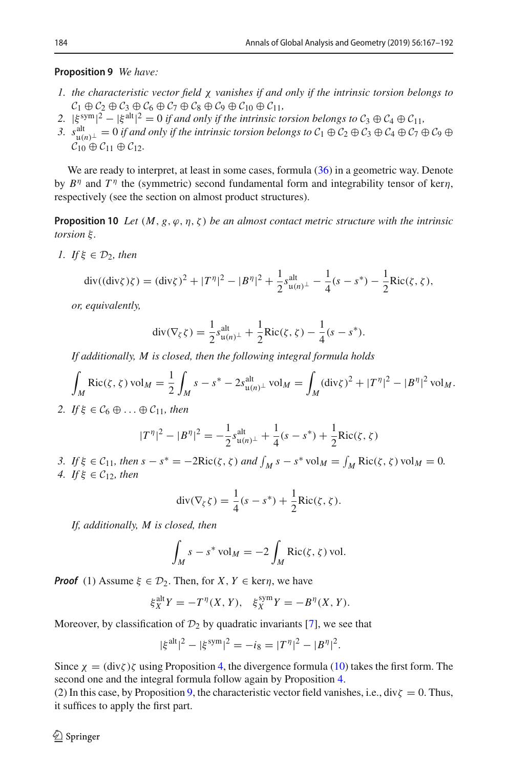**Proposition 9** *We have:*

1. *the characteristic vector field* $\chi$ *vanishes if and only if the intrinsic torsion belongs to* $\mathcal{C}_1 \oplus \mathcal{C}_2 \oplus \mathcal{C}_3 \oplus \mathcal{C}_6 \oplus \mathcal{C}_7 \oplus \mathcal{C}_8 \oplus \mathcal{C}_9 \oplus \mathcal{C}_{10} \oplus \mathcal{C}_{11}$,
2. $|\xi^{\mathrm{sym}}|^2 - |\xi^{\mathrm{alt}}|^2 = 0$ *if and only if the intrinsic torsion belongs to* $\mathcal{C}_3 \oplus \mathcal{C}_4 \oplus \mathcal{C}_{11}$,
3. $s^{\mathrm{alt}}_{\mathfrak{u}(n)^\perp} = 0$ *if and only if the intrinsic torsion belongs to* $\mathcal{C}_1 \oplus \mathcal{C}_2 \oplus \mathcal{C}_3 \oplus \mathcal{C}_4 \oplus \mathcal{C}_7 \oplus \mathcal{C}_9 \oplus \mathcal{C}_{10} \oplus \mathcal{C}_{11} \oplus \mathcal{C}_{12}$.

We are ready to interpret, at least in some cases, formula (36) in a geometric way. Denote by $B^\eta$ and $T^\eta$ the (symmetric) second fundamental form and integrability tensor of $\ker\eta$, respectively (see the section on almost product structures).

**Proposition 10** *Let* $(M, g, \varphi, \eta, \zeta)$ *be an almost contact metric structure with the intrinsic torsion* $\xi$.

1. *If* $\xi \in \mathcal{D}_2$, *then*

$$\mathrm{div}((\mathrm{div}\zeta)\zeta) = (\mathrm{div}\zeta)^2 + |T^\eta|^2 - |B^\eta|^2 + \frac{1}{2}s^{\mathrm{alt}}_{\mathfrak{u}(n)^\perp} - \frac{1}{4}(s - s^*) - \frac{1}{2}\mathrm{Ric}(\zeta, \zeta),$$

*or, equivalently,*

$$\mathrm{div}(\nabla_\zeta \zeta) = \frac{1}{2}s^{\mathrm{alt}}_{\mathfrak{u}(n)^\perp} + \frac{1}{2}\mathrm{Ric}(\zeta, \zeta) - \frac{1}{4}(s - s^*).$$

*If additionally, M is closed, then the following integral formula holds*

$$\int_M \mathrm{Ric}(\zeta, \zeta)\,\mathrm{vol}_M = \frac{1}{2}\int_M s - s^* - 2s^{\mathrm{alt}}_{\mathfrak{u}(n)^\perp}\,\mathrm{vol}_M = \int_M (\mathrm{div}\zeta)^2 + |T^\eta|^2 - |B^\eta|^2\,\mathrm{vol}_M.$$

2. *If* $\xi \in \mathcal{C}_6 \oplus \ldots \oplus \mathcal{C}_{11}$, *then*

$$|T^\eta|^2 - |B^\eta|^2 = -\frac{1}{2}s^{\mathrm{alt}}_{\mathfrak{u}(n)^\perp} + \frac{1}{4}(s - s^*) + \frac{1}{2}\mathrm{Ric}(\zeta, \zeta)$$

3. *If* $\xi \in \mathcal{C}_{11}$, *then* $s - s^* = -2\mathrm{Ric}(\zeta, \zeta)$ *and* $\int_M s - s^*\,\mathrm{vol}_M = \int_M \mathrm{Ric}(\zeta, \zeta)\,\mathrm{vol}_M = 0$.
4. *If* $\xi \in \mathcal{C}_{12}$, *then*

$$\mathrm{div}(\nabla_\zeta \zeta) = \frac{1}{4}(s - s^*) + \frac{1}{2}\mathrm{Ric}(\zeta, \zeta).$$

*If, additionally, M is closed, then*

$$\int_M s - s^*\,\mathrm{vol}_M = -2\int_M \mathrm{Ric}(\zeta, \zeta)\,\mathrm{vol}.$$

***Proof*** (1) Assume $\xi \in \mathcal{D}_2$. Then, for $X, Y \in \ker\eta$, we have

$$\xi^{\mathrm{alt}}_X Y = -T^\eta(X, Y), \quad \xi^{\mathrm{sym}}_X Y = -B^\eta(X, Y).$$

Moreover, by classification of $\mathcal{D}_2$ by quadratic invariants [7], we see that

$$|\xi^{\mathrm{alt}}|^2 - |\xi^{\mathrm{sym}}|^2 = -i_8 = |T^\eta|^2 - |B^\eta|^2.$$

Since $\chi = (\mathrm{div}\zeta)\zeta$ using Proposition 4, the divergence formula (10) takes the first form. The second one and the integral formula follow again by Proposition 4.
(2) In this case, by Proposition 9, the characteristic vector field vanishes, i.e., $\mathrm{div}\zeta = 0$. Thus, it suffices to apply the first part.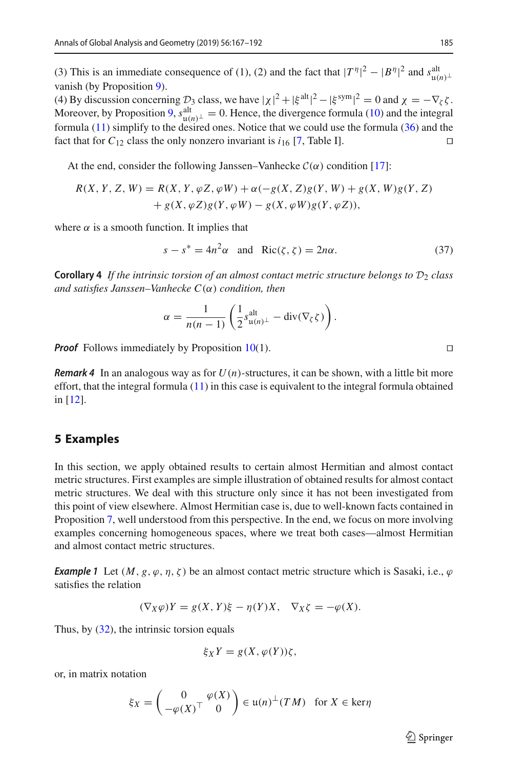(3) This is an immediate consequence of (1), (2) and the fact that $|T^\eta|^2 - |B^\eta|^2$ and $s^{\mathrm{alt}}_{\mathfrak{u}(n)^\perp}$ vanish (by Proposition 9).
(4) By discussion concerning $\mathcal{D}_3$ class, we have $|\chi|^2 + |\xi^{\mathrm{alt}}|^2 - |\xi^{\mathrm{sym}}|^2 = 0$ and $\chi = -\nabla_\zeta \zeta$. Moreover, by Proposition 9, $s^{\mathrm{alt}}_{\mathfrak{u}(n)^\perp} = 0$. Hence, the divergence formula (10) and the integral formula (11) simplify to the desired ones. Notice that we could use the formula (36) and the fact that for $C_{12}$ class the only nonzero invariant is $i_{16}$ [7, Table I]. □

At the end, consider the following Janssen–Vanhecke $\mathcal{C}(\alpha)$ condition [17]:

$$
\begin{aligned}
R(X,Y,Z,W) = R(X,Y,\varphi Z,\varphi W) &+ \alpha(-g(X,Z)g(Y,W) + g(X,W)g(Y,Z) \\
&+ g(X,\varphi Z)g(Y,\varphi W) - g(X,\varphi W)g(Y,\varphi Z)),
\end{aligned}
$$

where $\alpha$ is a smooth function. It implies that

$$
s - s^* = 4n^2\alpha \quad \text{and} \quad \mathrm{Ric}(\zeta,\zeta) = 2n\alpha. \tag{37}
$$

**Corollary 4** *If the intrinsic torsion of an almost contact metric structure belongs to $\mathcal{D}_2$ class and satisfies Janssen–Vanhecke $C(\alpha)$ condition, then*

$$
\alpha = \frac{1}{n(n-1)}\left(\frac{1}{2}s^{\mathrm{alt}}_{\mathfrak{u}(n)^\perp} - \mathrm{div}(\nabla_\zeta \zeta)\right).
$$

***Proof*** Follows immediately by Proposition 10(1). □

***Remark 4*** In an analogous way as for $U(n)$-structures, it can be shown, with a little bit more effort, that the integral formula (11) in this case is equivalent to the integral formula obtained in [12].

## 5 Examples

In this section, we apply obtained results to certain almost Hermitian and almost contact metric structures. First examples are simple illustration of obtained results for almost contact metric structures. We deal with this structure only since it has not been investigated from this point of view elsewhere. Almost Hermitian case is, due to well-known facts contained in Proposition 7, well understood from this perspective. In the end, we focus on more involving examples concerning homogeneous spaces, where we treat both cases—almost Hermitian and almost contact metric structures.

***Example 1*** Let $(M, g, \varphi, \eta, \zeta)$ be an almost contact metric structure which is Sasaki, i.e., $\varphi$ satisfies the relation

$$
(\nabla_X \varphi)Y = g(X,Y)\xi - \eta(Y)X, \quad \nabla_X \zeta = -\varphi(X).
$$

Thus, by (32), the intrinsic torsion equals

$$
\xi_X Y = g(X, \varphi(Y))\zeta,
$$

or, in matrix notation

$$
\xi_X = \begin{pmatrix} 0 & \varphi(X) \\ -\varphi(X)^\top & 0 \end{pmatrix} \in \mathfrak{u}(n)^\perp(TM) \quad \text{for } X \in \ker\eta
$$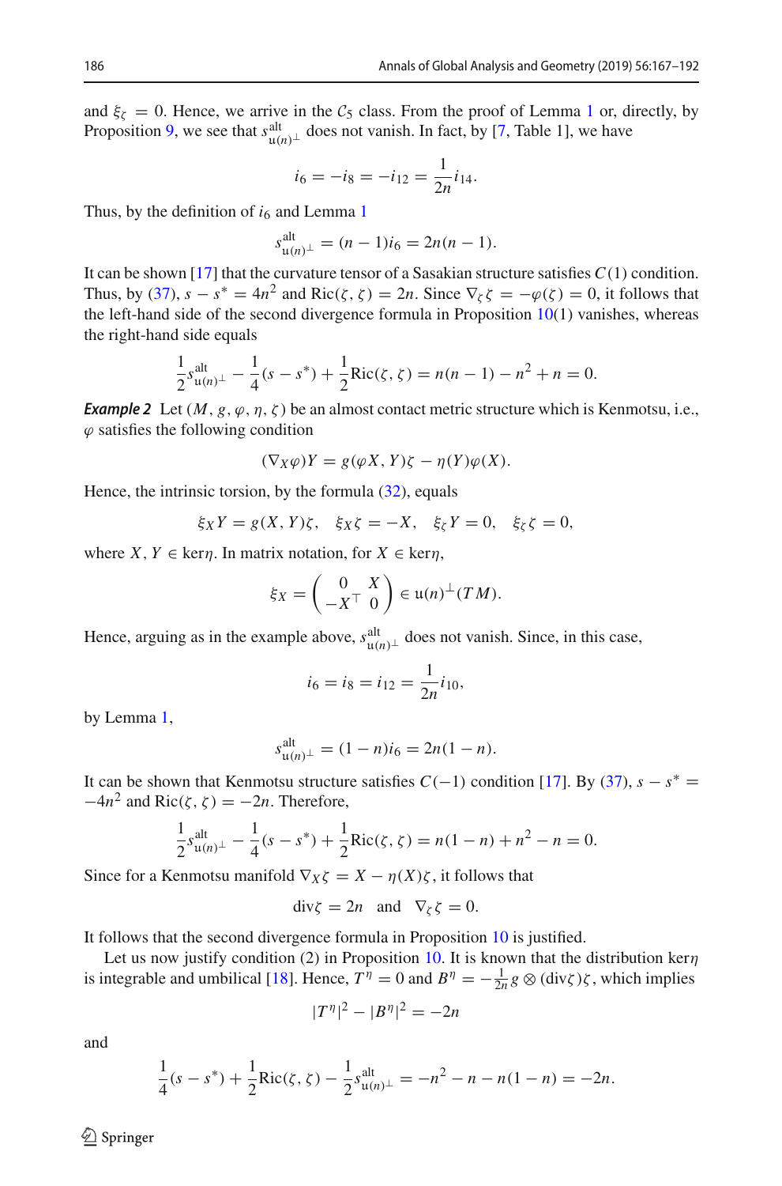and $\xi_\zeta = 0$. Hence, we arrive in the $\mathcal{C}_5$ class. From the proof of Lemma 1 or, directly, by Proposition 9, we see that $s^{\mathrm{alt}}_{\mathfrak{u}(n)^\perp}$ does not vanish. In fact, by [7, Table 1], we have

$$i_6 = -i_8 = -i_{12} = \frac{1}{2n} i_{14}.$$

Thus, by the definition of $i_6$ and Lemma 1

$$s^{\mathrm{alt}}_{\mathfrak{u}(n)^\perp} = (n-1)i_6 = 2n(n-1).$$

It can be shown [17] that the curvature tensor of a Sasakian structure satisfies $C(1)$ condition. Thus, by (37), $s - s^* = 4n^2$ and $\mathrm{Ric}(\zeta,\zeta) = 2n$. Since $\nabla_\zeta \zeta = -\varphi(\zeta) = 0$, it follows that the left-hand side of the second divergence formula in Proposition 10(1) vanishes, whereas the right-hand side equals

$$\frac{1}{2}s^{\mathrm{alt}}_{\mathfrak{u}(n)^\perp} - \frac{1}{4}(s - s^*) + \frac{1}{2}\mathrm{Ric}(\zeta,\zeta) = n(n-1) - n^2 + n = 0.$$

***Example 2*** Let $(M, g, \varphi, \eta, \zeta)$ be an almost contact metric structure which is Kenmotsu, i.e., $\varphi$ satisfies the following condition

$$(\nabla_X \varphi)Y = g(\varphi X, Y)\zeta - \eta(Y)\varphi(X).$$

Hence, the intrinsic torsion, by the formula (32), equals

$$\xi_X Y = g(X,Y)\zeta, \quad \xi_X \zeta = -X, \quad \xi_\zeta Y = 0, \quad \xi_\zeta \zeta = 0,$$

where $X, Y \in \ker\eta$. In matrix notation, for $X \in \ker\eta$,

$$\xi_X = \begin{pmatrix} 0 & X \\ -X^\top & 0 \end{pmatrix} \in \mathfrak{u}(n)^\perp(TM).$$

Hence, arguing as in the example above, $s^{\mathrm{alt}}_{\mathfrak{u}(n)^\perp}$ does not vanish. Since, in this case,

$$i_6 = i_8 = i_{12} = \frac{1}{2n} i_{10},$$

by Lemma 1,

$$s^{\mathrm{alt}}_{\mathfrak{u}(n)^\perp} = (1-n)i_6 = 2n(1-n).$$

It can be shown that Kenmotsu structure satisfies $C(-1)$ condition [17]. By (37), $s - s^* = -4n^2$ and $\mathrm{Ric}(\zeta,\zeta) = -2n$. Therefore,

$$\frac{1}{2}s^{\mathrm{alt}}_{\mathfrak{u}(n)^\perp} - \frac{1}{4}(s - s^*) + \frac{1}{2}\mathrm{Ric}(\zeta,\zeta) = n(1-n) + n^2 - n = 0.$$

Since for a Kenmotsu manifold $\nabla_X \zeta = X - \eta(X)\zeta$, it follows that

$$\mathrm{div}\zeta = 2n \quad \text{and} \quad \nabla_\zeta \zeta = 0.$$

It follows that the second divergence formula in Proposition 10 is justified.

Let us now justify condition (2) in Proposition 10. It is known that the distribution $\ker\eta$ is integrable and umbilical [18]. Hence, $T^\eta = 0$ and $B^\eta = -\frac{1}{2n} g \otimes (\mathrm{div}\zeta)\zeta$, which implies

$$|T^\eta|^2 - |B^\eta|^2 = -2n$$

and

$$\frac{1}{4}(s - s^*) + \frac{1}{2}\mathrm{Ric}(\zeta,\zeta) - \frac{1}{2}s^{\mathrm{alt}}_{\mathfrak{u}(n)^\perp} = -n^2 - n - n(1-n) = -2n.$$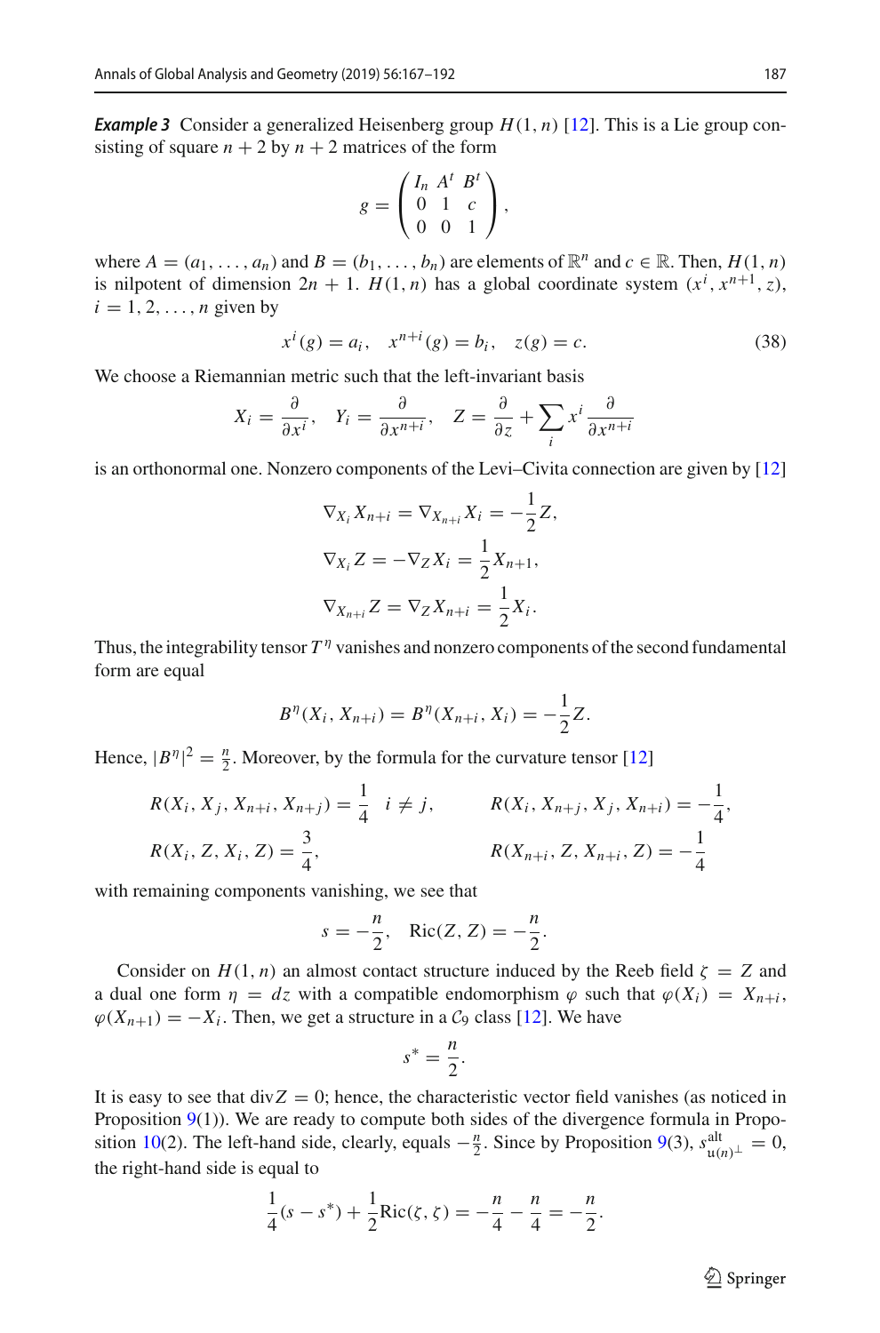***Example 3*** Consider a generalized Heisenberg group $H(1,n)$ [12]. This is a Lie group consisting of square $n+2$ by $n+2$ matrices of the form

$$g = \begin{pmatrix} I_n & A^t & B^t \\ 0 & 1 & c \\ 0 & 0 & 1 \end{pmatrix},$$

where $A = (a_1, \dots, a_n)$ and $B = (b_1, \dots, b_n)$ are elements of $\mathbb{R}^n$ and $c \in \mathbb{R}$. Then, $H(1,n)$ is nilpotent of dimension $2n+1$. $H(1,n)$ has a global coordinate system $(x^i, x^{n+1}, z)$, $i = 1, 2, \dots, n$ given by

$$x^i(g) = a_i, \quad x^{n+i}(g) = b_i, \quad z(g) = c. \tag{38}$$

We choose a Riemannian metric such that the left-invariant basis

$$X_i = \frac{\partial}{\partial x^i}, \quad Y_i = \frac{\partial}{\partial x^{n+i}}, \quad Z = \frac{\partial}{\partial z} + \sum_i x^i \frac{\partial}{\partial x^{n+i}}$$

is an orthonormal one. Nonzero components of the Levi–Civita connection are given by [12]

$$\nabla_{X_i} X_{n+i} = \nabla_{X_{n+i}} X_i = -\frac{1}{2} Z,$$

$$\nabla_{X_i} Z = -\nabla_Z X_i = \frac{1}{2} X_{n+1},$$

$$\nabla_{X_{n+i}} Z = \nabla_Z X_{n+i} = \frac{1}{2} X_i.$$

Thus, the integrability tensor $T^\eta$ vanishes and nonzero components of the second fundamental form are equal

$$B^\eta(X_i, X_{n+i}) = B^\eta(X_{n+i}, X_i) = -\frac{1}{2} Z.$$

Hence, $|B^\eta|^2 = \frac{n}{2}$. Moreover, by the formula for the curvature tensor [12]

$$R(X_i, X_j, X_{n+i}, X_{n+j}) = \frac{1}{4} \quad i \neq j, \qquad R(X_i, X_{n+j}, X_j, X_{n+i}) = -\frac{1}{4},$$

$$R(X_i, Z, X_i, Z) = \frac{3}{4}, \qquad R(X_{n+i}, Z, X_{n+i}, Z) = -\frac{1}{4}$$

with remaining components vanishing, we see that

$$s = -\frac{n}{2}, \quad \mathrm{Ric}(Z, Z) = -\frac{n}{2}.$$

Consider on $H(1,n)$ an almost contact structure induced by the Reeb field $\zeta = Z$ and a dual one form $\eta = dz$ with a compatible endomorphism $\varphi$ such that $\varphi(X_i) = X_{n+i}$, $\varphi(X_{n+1}) = -X_i$. Then, we get a structure in a $\mathcal{C}_9$ class [12]. We have

$$s^* = \frac{n}{2}.$$

It is easy to see that $\mathrm{div} Z = 0$; hence, the characteristic vector field vanishes (as noticed in Proposition 9(1)). We are ready to compute both sides of the divergence formula in Proposition 10(2). The left-hand side, clearly, equals $-\frac{n}{2}$. Since by Proposition 9(3), $s^{\mathrm{alt}}_{\mathfrak{u}(n)^\perp} = 0$, the right-hand side is equal to

$$\frac{1}{4}(s - s^*) + \frac{1}{2}\mathrm{Ric}(\zeta, \zeta) = -\frac{n}{4} - \frac{n}{4} = -\frac{n}{2}.$$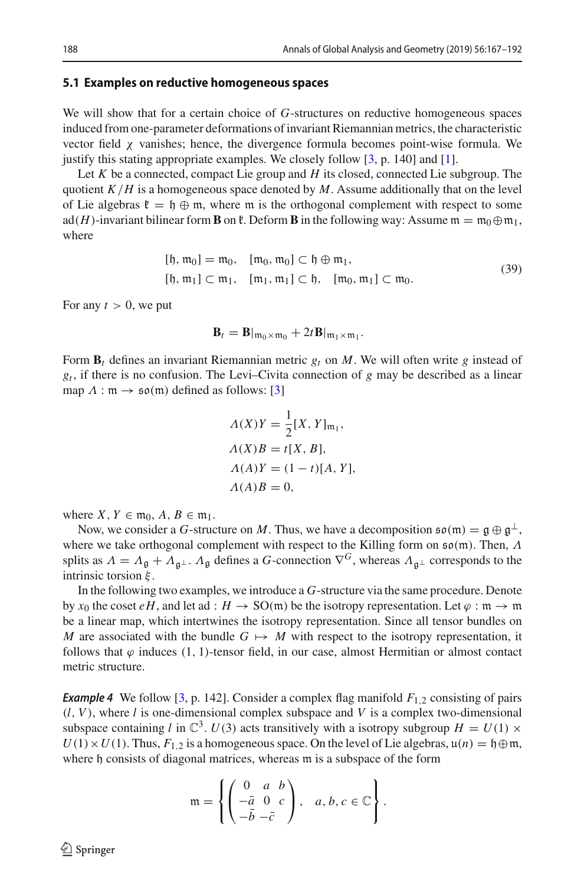### 5.1 Examples on reductive homogeneous spaces

We will show that for a certain choice of $G$-structures on reductive homogeneous spaces induced from one-parameter deformations of invariant Riemannian metrics, the characteristic vector field $\chi$ vanishes; hence, the divergence formula becomes point-wise formula. We justify this stating appropriate examples. We closely follow [3, p. 140] and [1].

Let $K$ be a connected, compact Lie group and $H$ its closed, connected Lie subgroup. The quotient $K/H$ is a homogeneous space denoted by $M$. Assume additionally that on the level of Lie algebras $\mathfrak{k} = \mathfrak{h} \oplus \mathfrak{m}$, where $\mathfrak{m}$ is the orthogonal complement with respect to some $\mathrm{ad}(H)$-invariant bilinear form $\mathbf{B}$ on $\mathfrak{k}$. Deform $\mathbf{B}$ in the following way: Assume $\mathfrak{m} = \mathfrak{m}_0 \oplus \mathfrak{m}_1$, where

$$
\begin{aligned}
&[\mathfrak{h}, \mathfrak{m}_0] = \mathfrak{m}_0, \quad [\mathfrak{m}_0, \mathfrak{m}_0] \subset \mathfrak{h} \oplus \mathfrak{m}_1, \\
&[\mathfrak{h}, \mathfrak{m}_1] \subset \mathfrak{m}_1, \quad [\mathfrak{m}_1, \mathfrak{m}_1] \subset \mathfrak{h}, \quad [\mathfrak{m}_0, \mathfrak{m}_1] \subset \mathfrak{m}_0.
\end{aligned} \tag{39}
$$

For any $t > 0$, we put

$$
\mathbf{B}_t = \mathbf{B}|_{\mathfrak{m}_0 \times \mathfrak{m}_0} + 2t\mathbf{B}|_{\mathfrak{m}_1 \times \mathfrak{m}_1}.
$$

Form $\mathbf{B}_t$ defines an invariant Riemannian metric $g_t$ on $M$. We will often write $g$ instead of $g_t$, if there is no confusion. The Levi–Civita connection of $g$ may be described as a linear map $\Lambda : \mathfrak{m} \to \mathfrak{so}(\mathfrak{m})$ defined as follows: [3]

$$
\begin{aligned}
\Lambda(X)Y &= \frac{1}{2}[X, Y]_{\mathfrak{m}_1}, \\
\Lambda(X)B &= t[X, B], \\
\Lambda(A)Y &= (1 - t)[A, Y], \\
\Lambda(A)B &= 0,
\end{aligned}
$$

where $X, Y \in \mathfrak{m}_0$, $A, B \in \mathfrak{m}_1$.

Now, we consider a $G$-structure on $M$. Thus, we have a decomposition $\mathfrak{so}(\mathfrak{m}) = \mathfrak{g} \oplus \mathfrak{g}^\perp$, where we take orthogonal complement with respect to the Killing form on $\mathfrak{so}(\mathfrak{m})$. Then, $\Lambda$ splits as $\Lambda = \Lambda_{\mathfrak{g}} + \Lambda_{\mathfrak{g}^\perp}$. $\Lambda_{\mathfrak{g}}$ defines a $G$-connection $\nabla^G$, whereas $\Lambda_{\mathfrak{g}^\perp}$ corresponds to the intrinsic torsion $\xi$.

In the following two examples, we introduce a $G$-structure via the same procedure. Denote by $x_0$ the coset $eH$, and let $\mathrm{ad} : H \to \mathrm{SO}(\mathfrak{m})$ be the isotropy representation. Let $\varphi : \mathfrak{m} \to \mathfrak{m}$ be a linear map, which intertwines the isotropy representation. Since all tensor bundles on $M$ are associated with the bundle $G \mapsto M$ with respect to the isotropy representation, it follows that $\varphi$ induces (1, 1)-tensor field, in our case, almost Hermitian or almost contact metric structure.

***Example 4*** We follow [3, p. 142]. Consider a complex flag manifold $F_{1,2}$ consisting of pairs $(l, V)$, where $l$ is one-dimensional complex subspace and $V$ is a complex two-dimensional subspace containing $l$ in $\mathbb{C}^3$. $U(3)$ acts transitively with a isotropy subgroup $H = U(1) \times U(1) \times U(1)$. Thus, $F_{1,2}$ is a homogeneous space. On the level of Lie algebras, $\mathfrak{u}(n) = \mathfrak{h} \oplus \mathfrak{m}$, where $\mathfrak{h}$ consists of diagonal matrices, whereas $\mathfrak{m}$ is a subspace of the form

$$
\mathfrak{m} = \left\{ \begin{pmatrix} 0 & a & b \\ -\bar{a} & 0 & c \\ -\bar{b} & -\bar{c} \end{pmatrix}, \quad a, b, c \in \mathbb{C} \right\}.
$$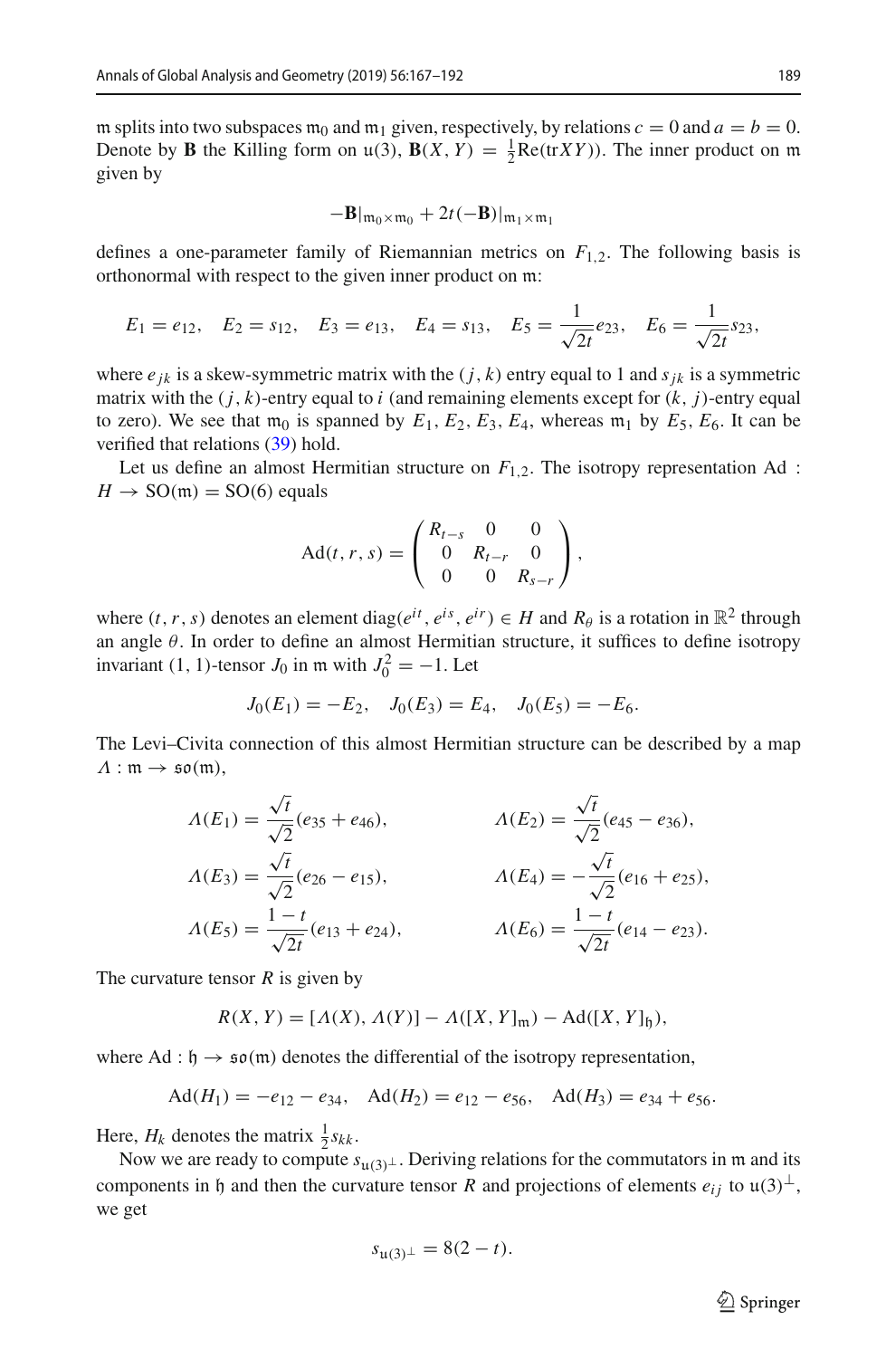$\mathfrak{m}$ splits into two subspaces $\mathfrak{m}_0$ and $\mathfrak{m}_1$ given, respectively, by relations $c = 0$ and $a = b = 0$. Denote by $\mathbf{B}$ the Killing form on $\mathfrak{u}(3)$, $\mathbf{B}(X, Y) = \frac{1}{2}\mathrm{Re}(\mathrm{tr}XY)$). The inner product on $\mathfrak{m}$ given by

$$-\mathbf{B}|_{\mathfrak{m}_0 \times \mathfrak{m}_0} + 2t(-\mathbf{B})|_{\mathfrak{m}_1 \times \mathfrak{m}_1}$$

defines a one-parameter family of Riemannian metrics on $F_{1,2}$. The following basis is orthonormal with respect to the given inner product on $\mathfrak{m}$:

$$E_1 = e_{12}, \quad E_2 = s_{12}, \quad E_3 = e_{13}, \quad E_4 = s_{13}, \quad E_5 = \frac{1}{\sqrt{2t}} e_{23}, \quad E_6 = \frac{1}{\sqrt{2t}} s_{23},$$

where $e_{jk}$ is a skew-symmetric matrix with the $(j, k)$ entry equal to 1 and $s_{jk}$ is a symmetric matrix with the $(j, k)$-entry equal to $i$ (and remaining elements except for $(k, j)$-entry equal to zero). We see that $\mathfrak{m}_0$ is spanned by $E_1, E_2, E_3, E_4$, whereas $\mathfrak{m}_1$ by $E_5, E_6$. It can be verified that relations (39) hold.

Let us define an almost Hermitian structure on $F_{1,2}$. The isotropy representation $\mathrm{Ad} : H \to \mathrm{SO}(\mathfrak{m}) = \mathrm{SO}(6)$ equals

$$\mathrm{Ad}(t, r, s) = \begin{pmatrix} R_{t-s} & 0 & 0 \\ 0 & R_{t-r} & 0 \\ 0 & 0 & R_{s-r} \end{pmatrix},$$

where $(t, r, s)$ denotes an element $\mathrm{diag}(e^{it}, e^{is}, e^{ir}) \in H$ and $R_\theta$ is a rotation in $\mathbb{R}^2$ through an angle $\theta$. In order to define an almost Hermitian structure, it suffices to define isotropy invariant $(1, 1)$-tensor $J_0$ in $\mathfrak{m}$ with $J_0^2 = -1$. Let

$$J_0(E_1) = -E_2, \quad J_0(E_3) = E_4, \quad J_0(E_5) = -E_6.$$

The Levi–Civita connection of this almost Hermitian structure can be described by a map $\Lambda : \mathfrak{m} \to \mathfrak{so}(\mathfrak{m})$,

$$\Lambda(E_1) = \frac{\sqrt{t}}{\sqrt{2}}(e_{35} + e_{46}), \qquad \Lambda(E_2) = \frac{\sqrt{t}}{\sqrt{2}}(e_{45} - e_{36}),$$

$$\Lambda(E_3) = \frac{\sqrt{t}}{\sqrt{2}}(e_{26} - e_{15}), \qquad \Lambda(E_4) = -\frac{\sqrt{t}}{\sqrt{2}}(e_{16} + e_{25}),$$

$$\Lambda(E_5) = \frac{1-t}{\sqrt{2t}}(e_{13} + e_{24}), \qquad \Lambda(E_6) = \frac{1-t}{\sqrt{2t}}(e_{14} - e_{23}).$$

The curvature tensor $R$ is given by

$$R(X, Y) = [\Lambda(X), \Lambda(Y)] - \Lambda([X, Y]_{\mathfrak{m}}) - \mathrm{Ad}([X, Y]_{\mathfrak{h}}),$$

where $\mathrm{Ad} : \mathfrak{h} \to \mathfrak{so}(\mathfrak{m})$ denotes the differential of the isotropy representation,

$$\mathrm{Ad}(H_1) = -e_{12} - e_{34}, \quad \mathrm{Ad}(H_2) = e_{12} - e_{56}, \quad \mathrm{Ad}(H_3) = e_{34} + e_{56}.$$

Here, $H_k$ denotes the matrix $\frac{1}{2}s_{kk}$.

Now we are ready to compute $s_{\mathfrak{u}(3)^\perp}$. Deriving relations for the commutators in $\mathfrak{m}$ and its components in $\mathfrak{h}$ and then the curvature tensor $R$ and projections of elements $e_{ij}$ to $\mathfrak{u}(3)^\perp$, we get

$$s_{\mathfrak{u}(3)^\perp} = 8(2 - t).$$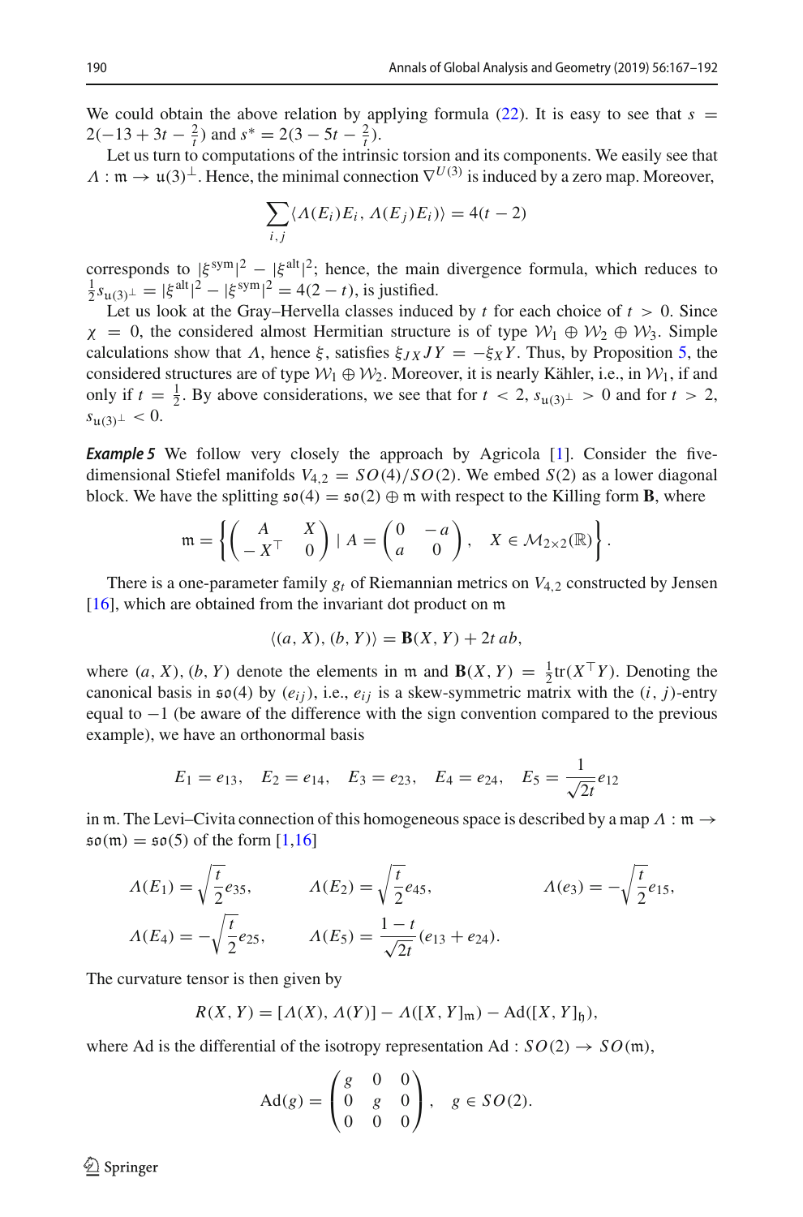We could obtain the above relation by applying formula (22). It is easy to see that $s = 2(-13 + 3t - \frac{2}{t})$ and $s^* = 2(3 - 5t - \frac{2}{t})$.

Let us turn to computations of the intrinsic torsion and its components. We easily see that $\Lambda : \mathfrak{m} \to \mathfrak{u}(3)^\perp$. Hence, the minimal connection $\nabla^{U(3)}$ is induced by a zero map. Moreover,

$$\sum_{i,j} \langle \Lambda(E_i)E_i, \Lambda(E_j)E_i \rangle = 4(t-2)$$

corresponds to $|\xi^{\mathrm{sym}}|^2 - |\xi^{\mathrm{alt}}|^2$; hence, the main divergence formula, which reduces to $\frac{1}{2}s_{\mathfrak{u}(3)^\perp} = |\xi^{\mathrm{alt}}|^2 - |\xi^{\mathrm{sym}}|^2 = 4(2-t)$, is justified.

Let us look at the Gray–Hervella classes induced by $t$ for each choice of $t > 0$. Since $\chi = 0$, the considered almost Hermitian structure is of type $\mathcal{W}_1 \oplus \mathcal{W}_2 \oplus \mathcal{W}_3$. Simple calculations show that $\Lambda$, hence $\xi$, satisfies $\xi_{JX}JY = -\xi_X Y$. Thus, by Proposition 5, the considered structures are of type $\mathcal{W}_1 \oplus \mathcal{W}_2$. Moreover, it is nearly Kähler, i.e., in $\mathcal{W}_1$, if and only if $t = \frac{1}{2}$. By above considerations, we see that for $t < 2$, $s_{\mathfrak{u}(3)^\perp} > 0$ and for $t > 2$, $s_{\mathfrak{u}(3)^\perp} < 0$.

***Example 5*** We follow very closely the approach by Agricola [1]. Consider the five-dimensional Stiefel manifolds $V_{4,2} = SO(4)/SO(2)$. We embed $S(2)$ as a lower diagonal block. We have the splitting $\mathfrak{so}(4) = \mathfrak{so}(2) \oplus \mathfrak{m}$ with respect to the Killing form $\mathbf{B}$, where

$$\mathfrak{m} = \left\{ \begin{pmatrix} A & X \\ -X^\top & 0 \end{pmatrix} \mid A = \begin{pmatrix} 0 & -a \\ a & 0 \end{pmatrix}, \quad X \in \mathcal{M}_{2\times 2}(\mathbb{R}) \right\}.$$

There is a one-parameter family $g_t$ of Riemannian metrics on $V_{4,2}$ constructed by Jensen [16], which are obtained from the invariant dot product on $\mathfrak{m}$

$$\langle (a, X), (b, Y) \rangle = \mathbf{B}(X, Y) + 2t\, ab,$$

where $(a, X), (b, Y)$ denote the elements in $\mathfrak{m}$ and $\mathbf{B}(X, Y) = \frac{1}{2}\mathrm{tr}(X^\top Y)$. Denoting the canonical basis in $\mathfrak{so}(4)$ by $(e_{ij})$, i.e., $e_{ij}$ is a skew-symmetric matrix with the $(i, j)$-entry equal to $-1$ (be aware of the difference with the sign convention compared to the previous example), we have an orthonormal basis

$$E_1 = e_{13}, \quad E_2 = e_{14}, \quad E_3 = e_{23}, \quad E_4 = e_{24}, \quad E_5 = \frac{1}{\sqrt{2t}} e_{12}$$

in $\mathfrak{m}$. The Levi–Civita connection of this homogeneous space is described by a map $\Lambda : \mathfrak{m} \to \mathfrak{so}(\mathfrak{m}) = \mathfrak{so}(5)$ of the form [1,16]

$$\Lambda(E_1) = \sqrt{\frac{t}{2}} e_{35}, \qquad \Lambda(E_2) = \sqrt{\frac{t}{2}} e_{45}, \qquad \Lambda(e_3) = -\sqrt{\frac{t}{2}} e_{15},$$

$$\Lambda(E_4) = -\sqrt{\frac{t}{2}} e_{25}, \qquad \Lambda(E_5) = \frac{1-t}{\sqrt{2t}}(e_{13} + e_{24}).$$

The curvature tensor is then given by

$$R(X, Y) = [\Lambda(X), \Lambda(Y)] - \Lambda([X, Y]_{\mathfrak{m}}) - \mathrm{Ad}([X, Y]_{\mathfrak{h}}),$$

where Ad is the differential of the isotropy representation $\mathrm{Ad} : SO(2) \to SO(\mathfrak{m})$,

$$\mathrm{Ad}(g) = \begin{pmatrix} g & 0 & 0 \\ 0 & g & 0 \\ 0 & 0 & 0 \end{pmatrix}, \quad g \in SO(2).$$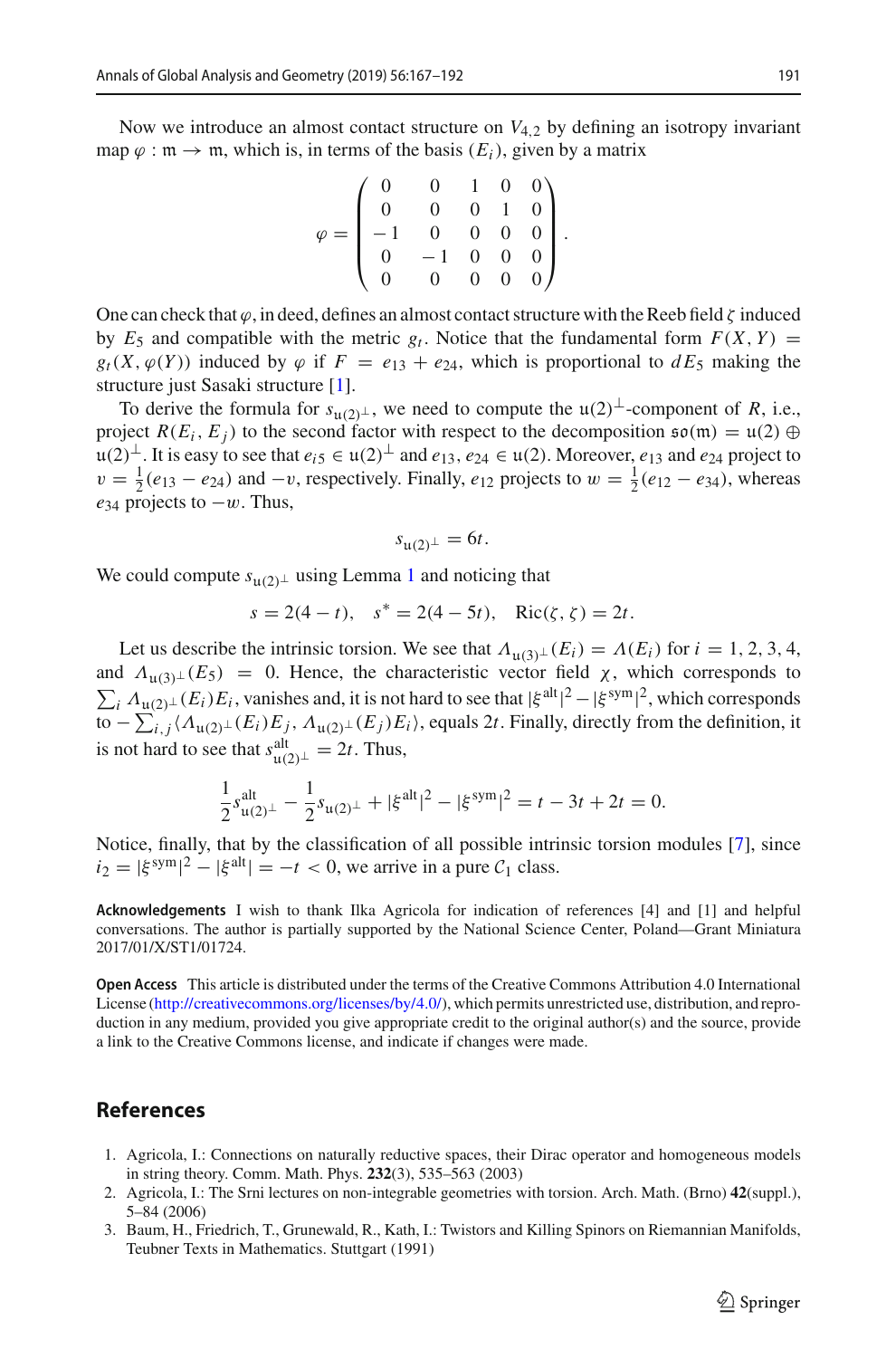Now we introduce an almost contact structure on $V_{4,2}$ by defining an isotropy invariant map $\varphi : \mathfrak{m} \to \mathfrak{m}$, which is, in terms of the basis $(E_i)$, given by a matrix

$$\varphi = \begin{pmatrix} 0 & 0 & 1 & 0 & 0 \\ 0 & 0 & 0 & 1 & 0 \\ -1 & 0 & 0 & 0 & 0 \\ 0 & -1 & 0 & 0 & 0 \\ 0 & 0 & 0 & 0 & 0 \end{pmatrix}.$$

One can check that $\varphi$, in deed, defines an almost contact structure with the Reeb field $\zeta$ induced by $E_5$ and compatible with the metric $g_t$. Notice that the fundamental form $F(X, Y) = g_t(X, \varphi(Y))$ induced by $\varphi$ if $F = e_{13} + e_{24}$, which is proportional to $dE_5$ making the structure just Sasaki structure [1].

To derive the formula for $s_{\mathfrak{u}(2)^\perp}$, we need to compute the $\mathfrak{u}(2)^\perp$-component of $R$, i.e., project $R(E_i, E_j)$ to the second factor with respect to the decomposition $\mathfrak{so}(\mathfrak{m}) = \mathfrak{u}(2) \oplus \mathfrak{u}(2)^\perp$. It is easy to see that $e_{i5} \in \mathfrak{u}(2)^\perp$ and $e_{13}, e_{24} \in \mathfrak{u}(2)$. Moreover, $e_{13}$ and $e_{24}$ project to $v = \frac{1}{2}(e_{13} - e_{24})$ and $-v$, respectively. Finally, $e_{12}$ projects to $w = \frac{1}{2}(e_{12} - e_{34})$, whereas $e_{34}$ projects to $-w$. Thus,

$$s_{\mathfrak{u}(2)^\perp} = 6t.$$

We could compute $s_{\mathfrak{u}(2)^\perp}$ using Lemma 1 and noticing that

$$s = 2(4 - t), \quad s^* = 2(4 - 5t), \quad \mathrm{Ric}(\zeta, \zeta) = 2t.$$

Let us describe the intrinsic torsion. We see that $\Lambda_{\mathfrak{u}(3)^\perp}(E_i) = \Lambda(E_i)$ for $i = 1, 2, 3, 4$, and $\Lambda_{\mathfrak{u}(3)^\perp}(E_5) = 0$. Hence, the characteristic vector field $\chi$, which corresponds to $\sum_i \Lambda_{\mathfrak{u}(2)^\perp}(E_i)E_i$, vanishes and, it is not hard to see that $|\xi^{\mathrm{alt}}|^2 - |\xi^{\mathrm{sym}}|^2$, which corresponds to $-\sum_{i,j} \langle \Lambda_{\mathfrak{u}(2)^\perp}(E_i)E_j, \Lambda_{\mathfrak{u}(2)^\perp}(E_j)E_i \rangle$, equals $2t$. Finally, directly from the definition, it is not hard to see that $s^{\mathrm{alt}}_{\mathfrak{u}(2)^\perp} = 2t$. Thus,

$$\frac{1}{2} s^{\mathrm{alt}}_{\mathfrak{u}(2)^\perp} - \frac{1}{2} s_{\mathfrak{u}(2)^\perp} + |\xi^{\mathrm{alt}}|^2 - |\xi^{\mathrm{sym}}|^2 = t - 3t + 2t = 0.$$

Notice, finally, that by the classification of all possible intrinsic torsion modules [7], since $i_2 = |\xi^{\mathrm{sym}}|^2 - |\xi^{\mathrm{alt}}| = -t < 0$, we arrive in a pure $\mathcal{C}_1$ class.

**Acknowledgements** I wish to thank Ilka Agricola for indication of references [4] and [1] and helpful conversations. The author is partially supported by the National Science Center, Poland—Grant Miniatura 2017/01/X/ST1/01724.

**Open Access** This article is distributed under the terms of the Creative Commons Attribution 4.0 International License (http://creativecommons.org/licenses/by/4.0/), which permits unrestricted use, distribution, and reproduction in any medium, provided you give appropriate credit to the original author(s) and the source, provide a link to the Creative Commons license, and indicate if changes were made.

## References

1. Agricola, I.: Connections on naturally reductive spaces, their Dirac operator and homogeneous models in string theory. Comm. Math. Phys. **232**(3), 535–563 (2003)
2. Agricola, I.: The Srni lectures on non-integrable geometries with torsion. Arch. Math. (Brno) **42**(suppl.), 5–84 (2006)
3. Baum, H., Friedrich, T., Grunewald, R., Kath, I.: Twistors and Killing Spinors on Riemannian Manifolds, Teubner Texts in Mathematics. Stuttgart (1991)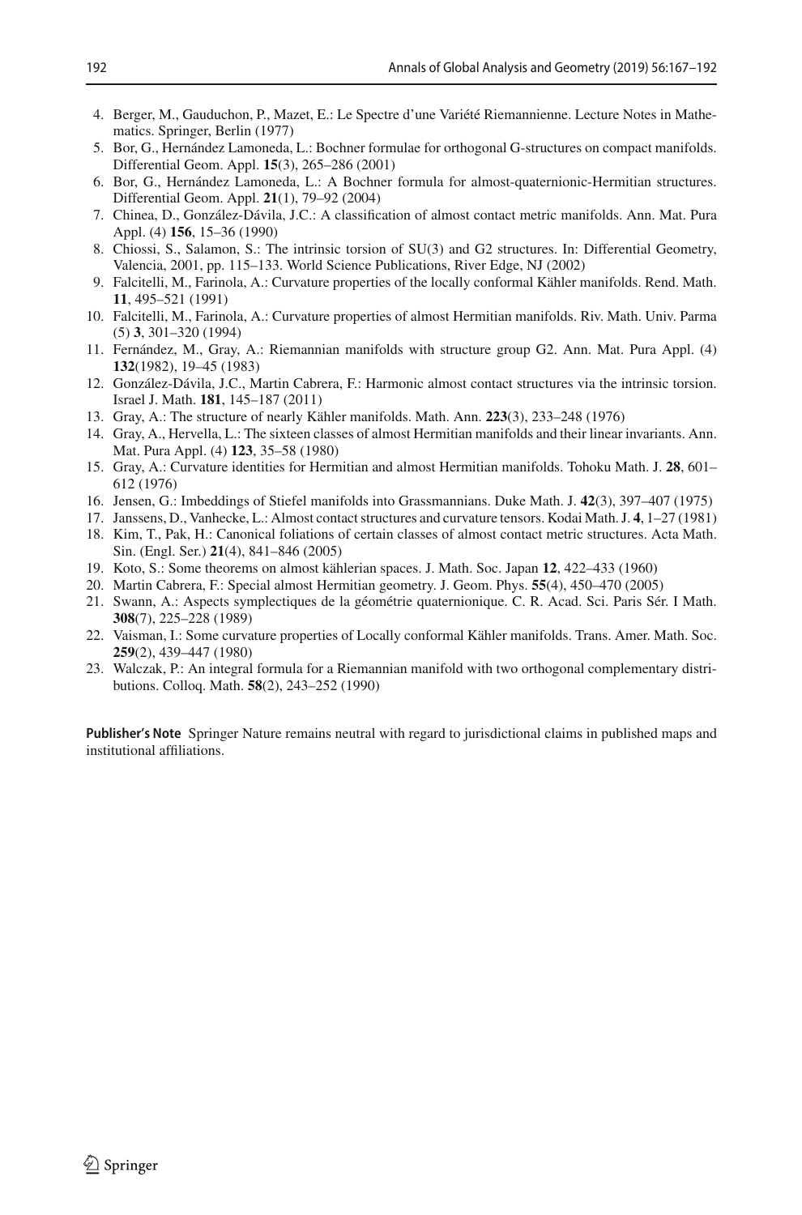4. Berger, M., Gauduchon, P., Mazet, E.: Le Spectre d'une Variété Riemannienne. Lecture Notes in Mathematics. Springer, Berlin (1977)
5. Bor, G., Hernández Lamoneda, L.: Bochner formulae for orthogonal G-structures on compact manifolds. Differential Geom. Appl. **15**(3), 265–286 (2001)
6. Bor, G., Hernández Lamoneda, L.: A Bochner formula for almost-quaternionic-Hermitian structures. Differential Geom. Appl. **21**(1), 79–92 (2004)
7. Chinea, D., González-Dávila, J.C.: A classification of almost contact metric manifolds. Ann. Mat. Pura Appl. (4) **156**, 15–36 (1990)
8. Chiossi, S., Salamon, S.: The intrinsic torsion of SU(3) and G2 structures. In: Differential Geometry, Valencia, 2001, pp. 115–133. World Science Publications, River Edge, NJ (2002)
9. Falcitelli, M., Farinola, A.: Curvature properties of the locally conformal Kähler manifolds. Rend. Math. **11**, 495–521 (1991)
10. Falcitelli, M., Farinola, A.: Curvature properties of almost Hermitian manifolds. Riv. Math. Univ. Parma (5) **3**, 301–320 (1994)
11. Fernández, M., Gray, A.: Riemannian manifolds with structure group G2. Ann. Mat. Pura Appl. (4) **132**(1982), 19–45 (1983)
12. González-Dávila, J.C., Martin Cabrera, F.: Harmonic almost contact structures via the intrinsic torsion. Israel J. Math. **181**, 145–187 (2011)
13. Gray, A.: The structure of nearly Kähler manifolds. Math. Ann. **223**(3), 233–248 (1976)
14. Gray, A., Hervella, L.: The sixteen classes of almost Hermitian manifolds and their linear invariants. Ann. Mat. Pura Appl. (4) **123**, 35–58 (1980)
15. Gray, A.: Curvature identities for Hermitian and almost Hermitian manifolds. Tohoku Math. J. **28**, 601–612 (1976)
16. Jensen, G.: Imbeddings of Stiefel manifolds into Grassmannians. Duke Math. J. **42**(3), 397–407 (1975)
17. Janssens, D., Vanhecke, L.: Almost contact structures and curvature tensors. Kodai Math. J. **4**, 1–27 (1981)
18. Kim, T., Pak, H.: Canonical foliations of certain classes of almost contact metric structures. Acta Math. Sin. (Engl. Ser.) **21**(4), 841–846 (2005)
19. Koto, S.: Some theorems on almost kählerian spaces. J. Math. Soc. Japan **12**, 422–433 (1960)
20. Martin Cabrera, F.: Special almost Hermitian geometry. J. Geom. Phys. **55**(4), 450–470 (2005)
21. Swann, A.: Aspects symplectiques de la géométrie quaternionique. C. R. Acad. Sci. Paris Sér. I Math. **308**(7), 225–228 (1989)
22. Vaisman, I.: Some curvature properties of Locally conformal Kähler manifolds. Trans. Amer. Math. Soc. **259**(2), 439–447 (1980)
23. Walczak, P.: An integral formula for a Riemannian manifold with two orthogonal complementary distributions. Colloq. Math. **58**(2), 243–252 (1990)

**Publisher's Note** Springer Nature remains neutral with regard to jurisdictional claims in published maps and institutional affiliations.